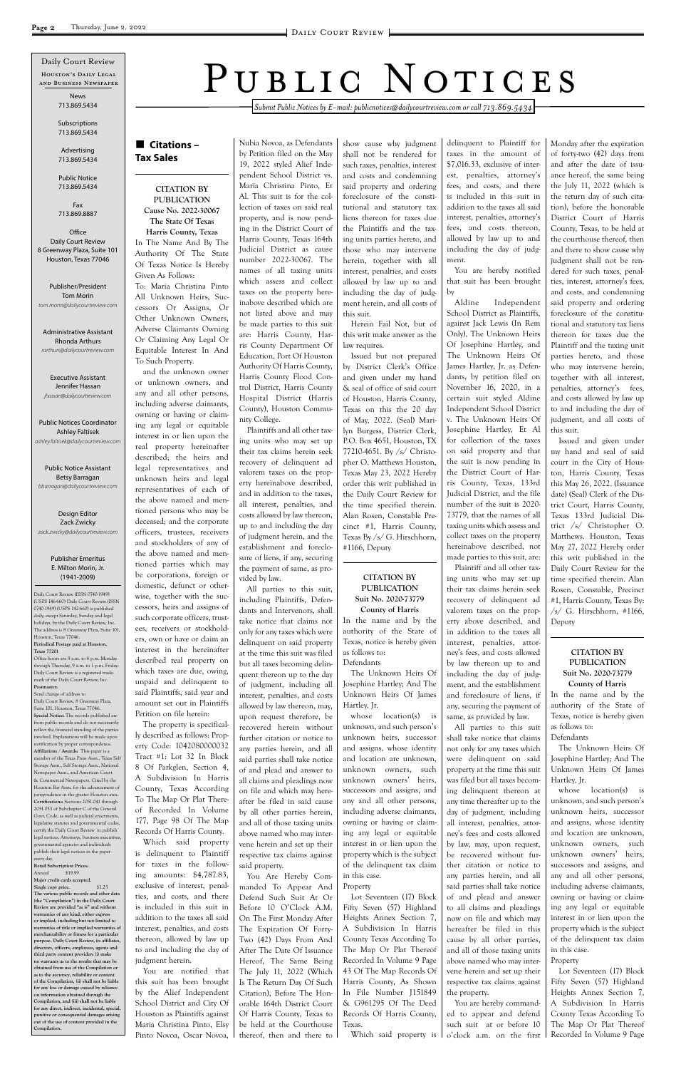# Public Notices

*Submit Public Notices by E-mail: publicnotices@dailycourtreview.com or call 713.869.5434*

Daily Court Review
Houston's Daily Legal and Business Newspaper

News
713.869.5434

Subscriptions
713.869.5434

Advertising
713.869.5434

Public Notice
713.869.5434

Fax
713.869.8887

Office
Daily Court Review
8 Greenway Plaza, Suite 101
Houston, Texas 77046

Publisher/President
Tom Morin
*tom.morin@dailycourtreview.com*

Administrative Assistant
Rhonda Arthurs
*rarthurs@dailycourtreview.com*

Executive Assistant
Jennifer Hassan
*jhassan@dailycourtreview.com*

Public Notices Coordinator
Ashley Faltisek
*ashley.faltisek@dailycourtreview.com*

Public Notice Assistant
Betsy Barragan
*bbarragan@dailycourtreview.com*

Design Editor
Zack Zwicky
*zack.zwicky@dailycourtreview.com*

Publisher Emeritus
E. Milton Morin, Jr.
(1941-2009)

Daily Court Review (ISSN 0740-1949) (USPS 146-660) Daily Court Review (ISSN 0740-1949) (USPS 142-660) is published daily, except Saturday, Sunday and legal holidays, by the Daily Court Review, Inc. The address is 8 Greenway Plaza, Suite 101, Houston, Texas 77046.
**Periodical Postage paid at Houston, Texas 77201**
Office hours are 9 a.m. to 4 p.m. Monday through Thursday, 9 a.m. to 1 p.m. Friday. Daily Court Review is a registered trademark of the Daily Court Review, Inc.
**Postmaster:**
Send change of address to
Daily Court Review, 8 Greenway Plaza, Suite 101, Houston, Texas 77046.
**Special Notice:** The records published are from public records and do not necessarily reflect the financial standing of the parties involved. Explanations will be made upon notification by proper correspondence.
**Affiliations / Awards:** This paper is a member of the Texas Press Assn., Texas Self Storage Assn., Self Storage Assn., National Newspaper Assn., and American Court & Commercial Newspapers. Cited by the Houston Bar Assn. for the advancement of jurisprudence in the greater Houston area.
**Certifications:** Sections 2051.041 through 2051.053 of Subchapter C of the General Govt. Code, as well as judicial enactments, legislative statutes and governmental codes, certify the Daily Court Review to publish legal notices. Attorneys, business executives, governmental agencies and individuals publish their legal notices in the paper every day.
**Retail Subscription Prices:**
Annual $19.99
**Major credit cards accepted.**
**Single copy price. $1.25**
**The various public records and other data (the "Compilation") in the Daily Court Review are provided "as is" and without warranties of any kind, either express or implied, including but not limited to warranties of title or implied warranties of merchantability or fitness for a particular purpose. Daily Court Review, its affiliates, directors, officers, employees, agents and third party content providers (i) make no warranty as to the results that may be obtained from use of the Compilation or as to the accuracy, reliability or content of the Compilation, (ii) shall not be liable for any loss or damage caused by reliance on information obtained through the Compilation, and (iii) shall not be liable for any direct, indirect, incidental, special, punitive or consequential damages arising out of the use of content provided in the Compilation.**

## Citations – Tax Sales

**CITATION BY PUBLICATION**
**Cause No. 2022-30067**
**The State Of Texas**
**Harris County, Texas**

In The Name And By The Authority Of The State Of Texas Notice Is Hereby Given As Follows:

To: Maria Christina Pinto All Unknown Heirs, Successors Or Assigns, Or Other Unknown Owners, Adverse Claimants Owning Or Claiming Any Legal Or Equitable Interest In And To Such Property.

and the unknown owner or unknown owners, and any and all other persons, including adverse claimants, owning or having or claiming any legal or equitable interest in or lien upon the real property hereinafter described; the heirs and legal representatives and unknown heirs and legal representatives of each of the above named and mentioned persons who may be deceased; and the corporate officers, trustees, receivers and stockholders of any of the above named and mentioned parties which may be corporations, foreign or domestic, defunct or otherwise, together with the successors, heirs and assigns of such corporate officers, trustees, receivers or stockholders, own or have or claim an interest in the hereinafter described real property on which taxes are due, owing, unpaid and delinquent to said Plaintiffs, said year and amount set out in Plaintiffs Petition on file herein:

The property is specifically described as follows: Property Code: 1042080000032 Tract #1: Lot 32 In Block 8 Of Parkglen, Section 4, A Subdivision In Harris County, Texas According To The Map Or Plat Thereof Recorded In Volume 177, Page 98 Of The Map Records Of Harris County.

Which said property is delinquent to Plaintiff for taxes in the following amounts: $4,787.83, exclusive of interest, penalties, and costs, and there is included in this suit in addition to the taxes all said interest, penalties, and costs thereon, allowed by law up to and including the day of judgment herein.

You are notified that this suit has been brought by the Alief Independent School District and City Of Houston as Plaintiffs against Maria Christina Pinto, Elsy Pinto Novoa, Oscar Novoa, Nubia Novoa, as Defendants by Petition filed on the May 19, 2022 styled Alief Independent School District vs. Maria Christina Pinto, Et Al. This suit is for the collection of taxes on said real property, and is now pending in the District Court of Harris County, Texas 164th Judicial District as cause number 2022-30067. The names of all taxing units which assess and collect taxes on the property hereinabove described which are not listed above and may be made parties to this suit are: Harris County, Harris County Department Of Education, Port Of Houston Authority Of Harris County, Harris County Flood Control District, Harris County Hospital District (Harris County), Houston Community College.

Plaintiffs and all other taxing units who may set up their tax claims herein seek recovery of delinquent ad valorem taxes on the property hereinabove described, and in addition to the taxes, all interest, penalties, and costs allowed by law thereon, up to and including the day of judgment herein, and the establishment and foreclosure of liens, if any, securing the payment of same, as provided by law.

All parties to this suit, including Plaintiffs, Defendants and Intervenors, shall take notice that claims not only for any taxes which were delinquent on said property at the time this suit was filed but all taxes becoming delinquent thereon up to the day of judgment, including all interest, penalties, and costs allowed by law thereon, may, upon request therefore, be recovered herein without further citation or notice to any parties herein, and all said parties shall take notice of and plead and answer to all claims and pleadings now on file and which may hereafter be filed in said cause by all other parties herein, and all of those taxing units above named who may intervene herein and set up their respective tax claims against said property.

You Are Hereby Commanded To Appear And Defend Such Suit At Or Before 10 O'Clock A.M. On The First Monday After The Expiration Of Forty-Two (42) Days From And After The Date Of Issuance Hereof, The Same Being The July 11, 2022 (Which Is The Return Day Of Such Citation), Before The Honorable 164th District Court Of Harris County, Texas to be held at the Courthouse thereof, then and there to show cause why judgment shall not be rendered for such taxes, penalties, interest and costs and condemning said property and ordering foreclosure of the constitutional and statutory tax liens thereon for taxes due the Plaintiffs and the taxing units parties hereto, and those who may intervene herein, together with all interest, penalties, and costs allowed by law up to and including the day of judgment herein, and all costs of this suit.

Herein Fail Not, but of this writ make answer as the law requires.

Issued but not prepared by District Clerk's Office and given under my hand & seal of office of said court of Houston, Harris County, Texas on this the 20 day of May, 2022. (Seal) Marilyn Burgess, District Clerk, P.O. Box 4651, Houston, TX 77210-4651. By /s/ Christopher O. Matthews Houston, Texas May 23, 2022 Hereby order this writ published in the Daily Court Review for the time specified therein. Alan Rosen, Constable Precinct #1, Harris County, Texas By /s/ G. Hirschhorn, #1166, Deputy

**CITATION BY PUBLICATION**
**Suit No. 2020-73779**
**County of Harris**

In the name and by the authority of the State of Texas, notice is hereby given as follows to:

Defendants

The Unknown Heirs Of Josephine Hartley; And The Unknown Heirs Of James Hartley, Jr.

whose location(s) is unknown, and such person's unknown heirs, successor and assigns, whose identity and location are unknown, unknown owners, such unknown owners' heirs, successors and assigns, and any and all other persons, including adverse claimants, owning or having or claiming any legal or equitable interest in or lien upon the property which is the subject of the delinquent tax claim in this case.

Property

Lot Seventeen (17) Block Fifty Seven (57) Highland Heights Annex Section 7, A Subdivision In Harris County Texas According To The Map Or Plat Thereof Recorded In Volume 9 Page 43 Of The Map Records Of Harris County, As Shown In File Number J151849 & G961295 Of The Deed Records Of Harris County, Texas.

Which said property is delinquent to Plaintiff for taxes in the amount of $7,016.33, exclusive of interest, penalties, attorney's fees, and costs, and there is included in this suit in addition to the taxes all said interest, penalties, attorney's fees, and costs thereon, allowed by law up to and including the day of judgment.

You are hereby notified that suit has been brought by

Aldine Independent School District as Plaintiffs, against Jack Lewis (In Rem Only), The Unknown Heirs Of Josephine Hartley, and The Unknown Heirs Of James Hartley, Jr. as Defendants, by petition filed on November 16, 2020, in a certain suit styled Aldine Independent School District v. The Unknown Heirs Of Josephine Hartley, Et Al for collection of the taxes on said property and that the suit is now pending in the District Court of Harris County, Texas, 133rd Judicial District, and the file number of the suit is 2020-73779, that the names of all taxing units which assess and collect taxes on the property hereinabove described, not made parties to this suit, are:

Plaintiff and all other taxing units who may set up their tax claims herein seek recovery of delinquent ad valorem taxes on the property above described, and in addition to the taxes all interest, penalties, attorney's fees, and costs allowed by law thereon up to and including the day of judgment, and the establishment and foreclosure of liens, if any, securing the payment of same, as provided by law.

All parties to this suit shall take notice that claims not only for any taxes which were delinquent on said property at the time this suit was filed but all taxes becoming delinquent thereon at any time thereafter up to the day of judgment, including all interest, penalties, attorney's fees and costs allowed by law, may, upon request, be recovered without further citation or notice to any parties herein, and all said parties shall take notice of and plead and answer to all claims and pleadings now on file and which may hereafter be filed in this cause by all other parties, and all of those taxing units above named who may intervene herein and set up their respective tax claims against the property.

You are hereby commanded to appear and defend such suit at or before 10 o'clock a.m. on the first Monday after the expiration of forty-two (42) days from and after the date of issuance hereof, the same being the July 11, 2022 (which is the return day of such citation), before the honorable District Court of Harris County, Texas, to be held at the courthouse thereof, then and there to show cause why judgment shall not be rendered for such taxes, penalties, interest, attorney's fees, and costs, and condemning said property and ordering foreclosure of the constitutional and statutory tax liens thereon for taxes due the Plaintiff and the taxing unit parties hereto, and those who may intervene herein, together with all interest, penalties, attorney's fees, and costs allowed by law up to and including the day of judgment, and all costs of this suit.

Issued and given under my hand and seal of said court in the City of Houston, Harris County, Texas this May 26, 2022. (Issuance date) (Seal) Clerk of the District Court, Harris County, Texas 133rd Judicial District /s/ Christopher O. Matthews. Houston, Texas May 27, 2022 Hereby order this writ published in the Daily Court Review for the time specified therein. Alan Rosen, Constable, Precinct #1, Harris County, Texas By: /s/ G. Hirschhorn, #1166, Deputy

**CITATION BY PUBLICATION**
**Suit No. 2020-73779**
**County of Harris**

In the name and by the authority of the State of Texas, notice is hereby given as follows to:

Defendants

The Unknown Heirs Of Josephine Hartley; And The Unknown Heirs Of James Hartley, Jr.

whose location(s) is unknown, and such person's unknown heirs, successor and assigns, whose identity and location are unknown, unknown owners, such unknown owners' heirs, successors and assigns, and any and all other persons, including adverse claimants, owning or having or claiming any legal or equitable interest in or lien upon the property which is the subject of the delinquent tax claim in this case.

Property

Lot Seventeen (17) Block Fifty Seven (57) Highland Heights Annex Section 7, A Subdivision In Harris County Texas According To The Map Or Plat Thereof Recorded In Volume 9 Page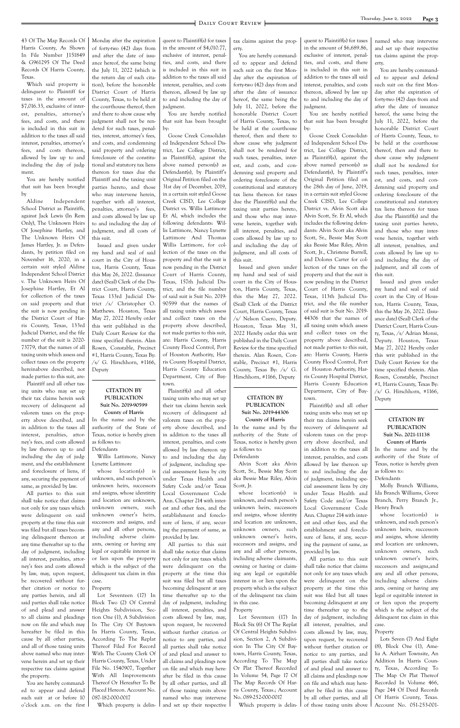43 Of The Map Records Of Harris County, As Shown In File Number J151849 & G961295 Of The Deed Records Of Harris County, Texas.

Which said property is delinquent to Plaintiff for taxes in the amount of $7,016.33, exclusive of interest, penalties, attorney's fees, and costs, and there is included in this suit in addition to the taxes all said interest, penalties, attorney's fees, and costs thereon, allowed by law up to and including the day of judgment.

You are hereby notified that suit has been brought by

Aldine Independent School District as Plaintiffs, against Jack Lewis (In Rem Only), The Unknown Heirs Of Josephine Hartley, and The Unknown Heirs Of James Hartley, Jr. as Defendants, by petition filed on November 16, 2020, in a certain suit styled Aldine Independent School District v. The Unknown Heirs Of Josephine Hartley, Et Al for collection of the taxes on said property and that the suit is now pending in the District Court of Harris County, Texas, 133rd Judicial District, and the file number of the suit is 2020-73779, that the names of all taxing units which assess and collect taxes on the property hereinabove described, not made parties to this suit, are:

Plaintiff and all other taxing units who may set up their tax claims herein seek recovery of delinquent ad valorem taxes on the property above described, and in addition to the taxes all interest, penalties, attorney's fees, and costs allowed by law thereon up to and including the day of judgment, and the establishment and foreclosure of liens, if any, securing the payment of same, as provided by law.

All parties to this suit shall take notice that claims not only for any taxes which were delinquent on said property at the time this suit was filed but all taxes becoming delinquent thereon at any time thereafter up to the day of judgment, including all interest, penalties, attorney's fees and costs allowed by law, may, upon request, be recovered without further citation or notice to any parties herein, and all said parties shall take notice of and plead and answer to all claims and pleadings now on file and which may hereafter be filed in this cause by all other parties, and all of those taxing units above named who may intervene herein and set up their respective tax claims against the property.

You are hereby commanded to appear and defend such suit at or before 10 o'clock a.m. on the first Monday after the expiration of forty-two (42) days from and after the date of issuance hereof, the same being the July 11, 2022 (which is the return day of such citation), before the honorable District Court of Harris County, Texas, to be held at the courthouse thereof, then and there to show cause why judgment shall not be rendered for such taxes, penalties, interest, attorney's fees, and costs, and condemning said property and ordering foreclosure of the constitutional and statutory tax liens thereon for taxes due the Plaintiff and the taxing unit parties hereto, and those who may intervene herein, together with all interest, penalties, attorney's fees, and costs allowed by law up to and including the day of judgment, and all costs of this suit.

Issued and given under my hand and seal of said court in the City of Houston, Harris County, Texas this May 26, 2022. (Issuance date) (Seal) Clerk of the District Court, Harris County, Texas 133rd Judicial District /s/ Christopher O. Matthews. Houston, Texas May 27, 2022 Hereby order this writ published in the Daily Court Review for the time specified therein. Alan Rosen, Constable, Precinct #1, Harris County, Texas By: /s/ G. Hirschhorn, #1166, Deputy

---

**CITATION BY PUBLICATION**
**Suit No. 2019-90599**
**County of Harris**

In the name and by the authority of the State of Texas, notice is hereby given as follows to:

Defendants

Willis Lattimore, Nancy Lynette Lattimore

whose location(s) is unknown, and such person's unknown heirs, successors and assigns, whose identity and location are unknown, unknown owners, such unknown owner's heirs, successors and assigns, and any and all other persons, including adverse claimants, owning or having any legal or equitable interest in or lien upon the property which is the subject of the delinquent tax claim in this case.

Property

Lot Seventeen (17) In Block Two (2) Of Central Heights Subdivision, Section One (1), A Subdivision In The City Of Baytown In Harris County, Texas, According To The Replat Thereof Filed For Record With The County Clerk Of Harris County, Texas, Under File No. 1540907, Together With All Improvements Thereof Or Hereafter To Be Placed Hereon. Account No. 087-182-000-0017

Which property is delinquent to Plaintiff(s) for taxes in the amount of $4,010.77, exclusive of interest, penalties, and costs, and there is included in this suit in addition to the taxes all said interest, penalties, and costs thereon, allowed by law up to and including the day of judgment.

You are hereby notified that suit has been brought by:

Goose Creek Consolidated Independent School District, Lee College District, as Plaintiff(s), against the above named person(s) as Defendant(s), by Plaintiff's Original Petition filed on the 31st day of December, 2019, in a certain suit styled Goose Creek CISD, Lee College District vs. Willis Lattimore Et Al, which includes the following defendants: Willis Lattimore, Nancy Lynette Lattimore And Thomas Willis Lattimore, for collection of the taxes on the property and that the suit is now pending in the District Court of Harris County, Texas, 157th Judicial District, and the file number of said suit is Suit No. 2019-90599 that the names of all taxing units which assess and collect taxes on the property above described, not made parties to this suit, are: Harris County, Harris County Flood Control, Port of Houston Authority, Harris County Hospital District, Harris County Education Department, City of Baytown.

Plaintiff(s) and all other taxing units who may set up their tax claims herein seek recovery of delinquent ad valorem taxes on the property above described, and in addition to the taxes all interest, penalties, and costs allowed by law thereon up to and including the day of judgment, including special assessment liens by city under Texas Health and Safety Code and/or Texas Local Government Code Ann. Chapter 214 with interest and other fees, and the establishment and foreclosure of liens, if any, securing the payment of same, as provided by law.

All parties to this suit shall take notice that claims not only for any taxes which were delinquent on the property at the time this suit was filed but all taxes becoming delinquent at any time thereafter up to the day of judgment, including all interest, penalties, and costs allowed by law, may, upon request, be recovered without further citation or notice to any parties, and all parties shall take notice of and plead and answer to all claims and pleadings now on file and which may hereafter be filed in this cause by all other parties, and all of those taxing units above named who may intervene and set up their respective tax claims against the property.

You are hereby commanded to appear and defend such suit on the first Monday after the expiration of forty-two (42) days from and after the date of issuance hereof, the same being the July 11, 2022, before the honorable District Court of Harris County, Texas, to be held at the courthouse thereof, then and there to show cause why judgment shall not be rendered for such taxes, penalties, interest, and costs, and condemning said property and ordering foreclosure of the constitutional and statutory tax liens thereon for taxes due the Plaintiff(s) and the taxing unit parties hereto, and those who may intervene herein, together with all interest, penalties, and costs allowed by law up to and including the day of judgment, and all costs of this suit.

Issued and given under my hand and seal of said court in the City of Houston, Harris County, Texas, this the May 27, 2022. (Seal) Clerk of the District Court, Harris County, Texas /s/ Nelson Cuero, Deputy. Houston, Texas May 31, 2022 Hereby order this writ published in the Daily Court Review for the time specified therein. Alan Rosen, Constable, Precinct #1, Harris County, Texas By: /s/ G. Hirschhorn, #1166, Deputy

---

**CITATION BY PUBLICATION**
**Suit No. 2019-44306**
**County of Harris**

In the name and by the authority of the State of Texas, notice is hereby given as follows to:

Defendants

Alvin Scott aka Alvin Scott, Sr., Bessie May Scott aka Bessie Mae Riley, Alvin Scott, Jr.

whose location(s) is unknown, and such person's unknown heirs, successors and assigns, whose identity and location are unknown, unknown owners, such unknown owner's heirs, successors and assigns, and any and all other persons, including adverse claimants, owning or having or claiming any legal or equitable interest in or lien upon the property which is the subject of the delinquent tax claim in this case.

Property

Lot Seventeen (17) In Block Six (6) Of The Replat Of Central Heights Subdivision, Section 2, A Subdivision In The City Of Baytown, Harris County, Texas, According To The Map Or Plat Thereof Recorded In Volume 54, Page 17 Of The Map Records Of Harris County, Texas.; Account No. 089-252-000-0017

Which property is delinquent to Plaintiff(s) for taxes in the amount of $6,689.86, exclusive of interest, penalties, and costs, and there is included in this suit in addition to the taxes all said interest, penalties, and costs thereon, allowed by law up to and including the day of judgment.

You are hereby notified that suit has been brought by:

Goose Creek Consolidated Independent School District, Lee College District, as Plaintiff(s), against the above named person(s) as Defendant(s), by Plaintiff's Original Petition filed on the 28th day of June, 2019, in a certain suit styled Goose Creek CISD, Lee College District vs. Alvin Scott aka Alvin Scott, Sr. Et Al, which includes the following defendants: Alvin Scott aka Alvin Scott, Sr., Bessie May Scott aka Bessie Mae Riley, Alvin Scott, Jr., Christene Burrell, and Dolores Carter for collection of the taxes on the property and that the suit is now pending in the District Court of Harris County, Texas, 113th Judicial District, and the file number of said suit is Suit No. 2019-44306 that the names of all taxing units which assess and collect taxes on the property above described, not made parties to this suit, are: Harris County, Harris County Flood Control, Port of Houston Authority, Harris County Hospital District, Harris County Education Department, City of Baytown.

Plaintiff(s) and all other taxing units who may set up their tax claims herein seek recovery of delinquent ad valorem taxes on the property above described, and in addition to the taxes all interest, penalties, and costs allowed by law thereon up to and including the day of judgment, including special assessment liens by city under Texas Health and Safety Code and/or Texas Local Government Code Ann. Chapter 214 with interest and other fees, and the establishment and foreclosure of liens, if any, securing the payment of same, as provided by law.

All parties to this suit shall take notice that claims not only for any taxes which were delinquent on the property at the time this suit was filed but all taxes becoming delinquent at any time thereafter up to the day of judgment, including all interest, penalties, and costs allowed by law, may, upon request, be recovered without further citation or notice to any parties, and all parties shall take notice of and plead and answer to all claims and pleadings now on file and which may hereafter be filed in this cause by all other parties, and all of those taxing units above named who may intervene and set up their respective tax claims against the property.

You are hereby commanded to appear and defend such suit on the first Monday after the expiration of forty-two (42) days from and after the date of issuance hereof, the same being the July 11, 2022, before the honorable District Court of Harris County, Texas, to be held at the courthouse thereof, then and there to show cause why judgment shall not be rendered for such taxes, penalties, interest, and costs, and condemning said property and ordering foreclosure of the constitutional and statutory tax liens thereon for taxes due the Plaintiff(s) and the taxing unit parties hereto, and those who may intervene herein, together with all interest, penalties, and costs allowed by law up to and including the day of judgment, and all costs of this suit.

Issued and given under my hand and seal of said court in the City of Houston, Harris County, Texas, this the May 26, 2022. (Issuance date) (Seal) Clerk of the District Court, Harris County, Texas, /s/ Adrian Monsi, Deputy. Houston, Texas May 27, 2022 Hereby order this writ published in the Daily Court Review for the time specified therein. Alan Rosen, Constable, Precinct #1, Harris County, Texas By: /s/ G. Hirschhorn, #1166, Deputy

---

**CITATION BY PUBLICATION**
**Suit No. 2021-11138**
**County of Harris**

In the name and by the authority of the State of Texas, notice is hereby given as follows to:

Defendants

Molly Branch Williams, Ida Branch Williams, Goree Branch, Perry Branch Jr., Henry Brach

whose location(s) is unknown, and such person's unknown heirs, successors and assigns, whose identity and location are unknown, unknown owners, such unknown owner's heirs, successors and assigns,and any and all other persons, including adverse claimants, owning or having any legal or equitable interest in or lien upon the property which is the subject of the delinquent tax claim in this case.

Property

Lots Seven (7) And Eight (8), Block One (1), Amelia A. Airhart Townsite, An Addition In Harris County, Texas, According To The Map Or Plat Thereof Recorded In Volume 466, Page 244 Of Deed Records Of Harris County, Texas. Account No. 051-253-001-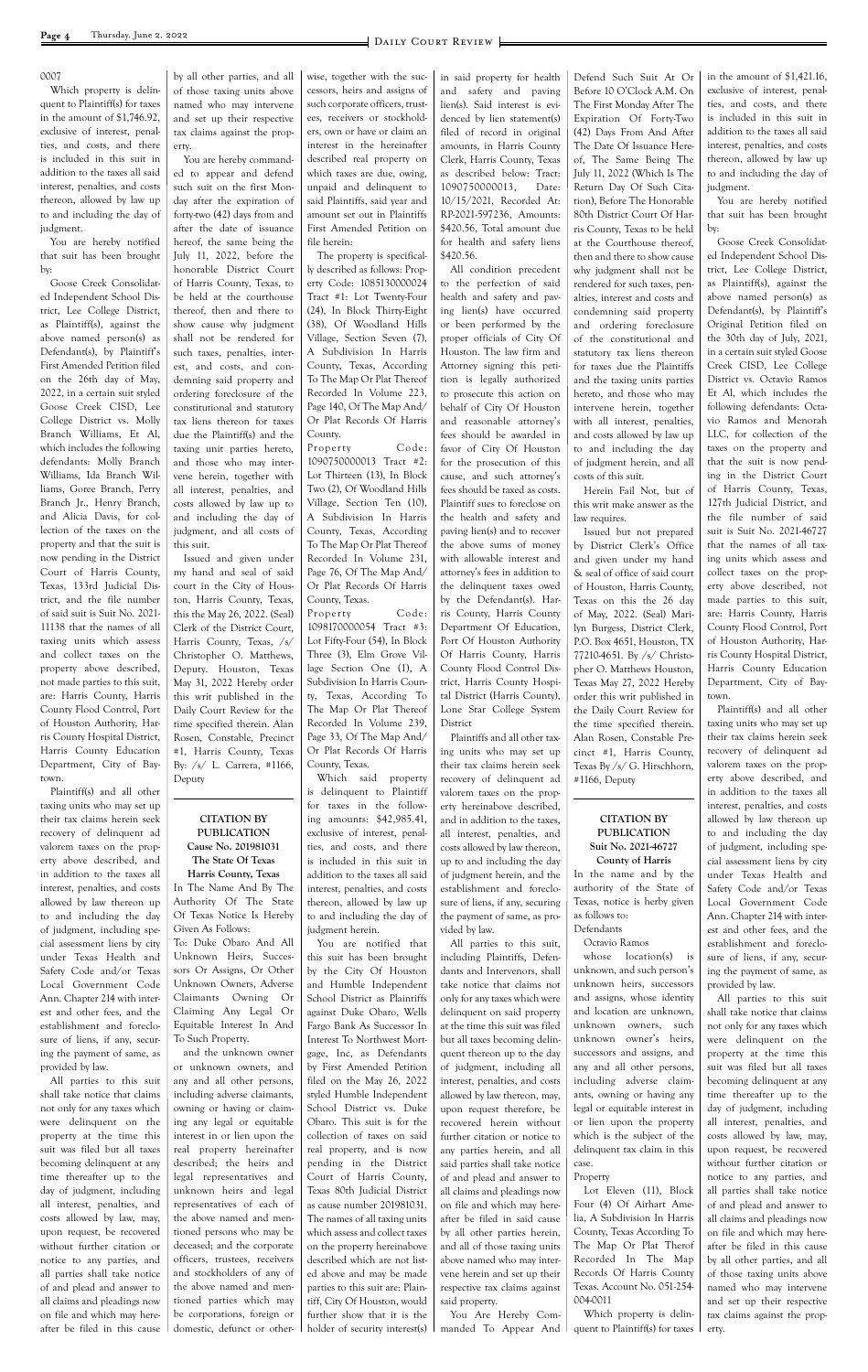0007

Which property is delinquent to Plaintiff(s) for taxes in the amount of $1,746.92, exclusive of interest, penalties, and costs, and there is included in this suit in addition to the taxes all said interest, penalties, and costs thereon, allowed by law up to and including the day of judgment.

You are hereby notified that suit has been brought by:

Goose Creek Consolidated Independent School District, Lee College District, as Plaintiff(s), against the above named person(s) as Defendant(s), by Plaintiff's First Amended Petition filed on the 26th day of May, 2022, in a certain suit styled Goose Creek CISD, Lee College District vs. Molly Branch Williams, Et Al, which includes the following defendants: Molly Branch Williams, Ida Branch Williams, Goree Branch, Perry Branch Jr., Henry Branch, and Alicia Davis, for collection of the taxes on the property and that the suit is now pending in the District Court of Harris County, Texas, 133rd Judicial District, and the file number of said suit is Suit No. 2021-11138 that the names of all taxing units which assess and collect taxes on the property above described, not made parties to this suit, are: Harris County, Harris County Flood Control, Port of Houston Authority, Harris County Hospital District, Harris County Education Department, City of Baytown.

Plaintiff(s) and all other taxing units who may set up their tax claims herein seek recovery of delinquent ad valorem taxes on the property above described, and in addition to the taxes all interest, penalties, and costs allowed by law thereon up to and including the day of judgment, including special assessment liens by city under Texas Health and Safety Code and/or Texas Local Government Code Ann. Chapter 214 with interest and other fees, and the establishment and foreclosure of liens, if any, securing the payment of same, as provided by law.

All parties to this suit shall take notice that claims not only for any taxes which were delinquent on the property at the time this suit was filed but all taxes becoming delinquent at any time thereafter up to the day of judgment, including all interest, penalties, and costs allowed by law, may, upon request, be recovered without further citation or notice to any parties, and all parties shall take notice of and plead and answer to all claims and pleadings now on file and which may hereafter be filed in this cause by all other parties, and all of those taxing units above named who may intervene and set up their respective tax claims against the property.

You are hereby commanded to appear and defend such suit on the first Monday after the expiration of forty-two (42) days from and after the date of issuance hereof, the same being the July 11, 2022, before the honorable District Court of Harris County, Texas, to be held at the courthouse thereof, then and there to show cause why judgment shall not be rendered for such taxes, penalties, interest, and costs, and condemning said property and ordering foreclosure of the constitutional and statutory tax liens thereon for taxes due the Plaintiff(s) and the taxing unit parties hereto, and those who may intervene herein, together with all interest, penalties, and costs allowed by law up to and including the day of judgment, and all costs of this suit.

Issued and given under my hand and seal of said court in the City of Houston, Harris County, Texas, this the May 26, 2022. (Seal) Clerk of the District Court, Harris County, Texas, /s/ Christopher O. Matthews, Deputy. Houston, Texas May 31, 2022 Hereby order this writ published in the Daily Court Review for the time specified therein. Alan Rosen, Constable, Precinct #1, Harris County, Texas By: /s/ L. Carrera, #1166, Deputy

**CITATION BY PUBLICATION**
**Cause No. 201981031**
**The State Of Texas**
**Harris County, Texas**

In The Name And By The Authority Of The State Of Texas Notice Is Hereby Given As Follows:

To: Duke Obaro And All Unknown Heirs, Successors Or Assigns, Or Other Unknown Owners, Adverse Claimants Owning Or Claiming Any Legal Or Equitable Interest In And To Such Property.

and the unknown owner or unknown owners, and any and all other persons, including adverse claimants, owning or having or claiming any legal or equitable interest in or lien upon the real property hereinafter described; the heirs and legal representatives and unknown heirs and legal representatives of each of the above named and mentioned persons who may be deceased; and the corporate officers, trustees, receivers and stockholders of any of the above named and mentioned parties which may be corporations, foreign or domestic, defunct or otherwise, together with the successors, heirs and assigns of such corporate officers, trustees, receivers or stockholders, own or have or claim an interest in the hereinafter described real property on which taxes are due, owing, unpaid and delinquent to said Plaintiffs, said year and amount set out in Plaintiffs First Amended Petition on file herein:

The property is specifically described as follows: Property Code: 1085130000024 Tract #1: Lot Twenty-Four (24), In Block Thirty-Eight (38), Of Woodland Hills Village, Section Seven (7), A Subdivision In Harris County, Texas, According To The Map Or Plat Thereof Recorded In Volume 223, Page 140, Of The Map And/ Or Plat Records Of Harris County.

Property Code: 1090750000013 Tract #2: Lot Thirteen (13), In Block Two (2), Of Woodland Hills Village, Section Ten (10), A Subdivision In Harris County, Texas, According To The Map Or Plat Thereof Recorded In Volume 231, Page 76, Of The Map And/ Or Plat Records Of Harris County, Texas.

Property Code: 1098170000054 Tract #3: Lot Fifty-Four (54), In Block Three (3), Elm Grove Village Section One (1), A Subdivision In Harris County, Texas, According To The Map Or Plat Thereof Recorded In Volume 239, Page 33, Of The Map And/ Or Plat Records Of Harris County, Texas.

Which said property is delinquent to Plaintiff for taxes in the following amounts: $42,985.41, exclusive of interest, penalties, and costs, and there is included in this suit in addition to the taxes all said interest, penalties, and costs thereon, allowed by law up to and including the day of judgment herein.

You are notified that this suit has been brought by the City Of Houston and Humble Independent School District as Plaintiffs against Duke Obaro, Wells Fargo Bank As Successor In Interest To Northwest Mortgage, Inc, as Defendants by First Amended Petition filed on the May 26, 2022 styled Humble Independent School District vs. Duke Obaro. This suit is for the collection of taxes on said real property, and is now pending in the District Court of Harris County, Texas 80th Judicial District as cause number 201981031. The names of all taxing units which assess and collect taxes on the property hereinabove described which are not listed above and may be made parties to this suit are: Plaintiff, City Of Houston, would further show that it is the holder of security interest(s) in said property for health and safety and paving lien(s). Said interest is evidenced by lien statement(s) filed of record in original amounts, in Harris County Clerk, Harris County, Texas as described below: Tract: 1090750000013, Date: 10/15/2021, Recorded At: RP-2021-597236, Amounts: $420.56, Total amount due for health and safety liens $420.56.

All condition precedent to the perfection of said health and safety and paving lien(s) have occurred or been performed by the proper officials of City Of Houston. The law firm and Attorney signing this petition is legally authorized to prosecute this action on behalf of City Of Houston and reasonable attorney's fees should be awarded in favor of City Of Houston for the prosecution of this cause, and such attorney's fees should be taxed as costs. Plaintiff sues to foreclose on the health and safety and paving lien(s) and to recover the above sums of money with allowable interest and attorney's fees in addition to the delinquent taxes owed by the Defendant(s). Harris County, Harris County Department Of Education, Port Of Houston Authority Of Harris County, Harris County Flood Control District, Harris County Hospital District (Harris County), Lone Star College System District

Plaintiffs and all other taxing units who may set up their tax claims herein seek recovery of delinquent ad valorem taxes on the property hereinabove described, and in addition to the taxes, all interest, penalties, and costs allowed by law thereon, up to and including the day of judgment herein, and the establishment and foreclosure of liens, if any, securing the payment of same, as provided by law.

All parties to this suit, including Plaintiffs, Defendants and Intervenors, shall take notice that claims not only for any taxes which were delinquent on said property at the time this suit was filed but all taxes becoming delinquent thereon up to the day of judgment, including all interest, penalties, and costs allowed by law thereon, may, upon request therefore, be recovered herein without further citation or notice to any parties herein, and all said parties shall take notice of and plead and answer to all claims and pleadings now on file and which may hereafter be filed in said cause by all other parties herein, and all of those taxing units above named who may intervene herein and set up their respective tax claims against said property.

You Are Hereby Commanded To Appear And Defend Such Suit At Or Before 10 O'Clock A.M. On The First Monday After The Expiration Of Forty-Two (42) Days From And After The Date Of Issuance Hereof, The Same Being The July 11, 2022 (Which Is The Return Day Of Such Citation), Before The Honorable 80th District Court Of Harris County, Texas to be held at the Courthouse thereof, then and there to show cause why judgment shall not be rendered for such taxes, penalties, interest and costs and condemning said property and ordering foreclosure of the constitutional and statutory tax liens thereon for taxes due the Plaintiffs and the taxing units parties hereto, and those who may intervene herein, together with all interest, penalties, and costs allowed by law up to and including the day of judgment herein, and all costs of this suit.

Herein Fail Not, but of this writ make answer as the law requires.

Issued but not prepared by District Clerk's Office and given under my hand & seal of office of said court of Houston, Harris County, Texas on this the 26 day of May, 2022. (Seal) Marilyn Burgess, District Clerk, P.O. Box 4651, Houston, TX 77210-4651. By /s/ Christopher O. Matthews Houston, Texas May 27, 2022 Hereby order this writ published in the Daily Court Review for the time specified therein. Alan Rosen, Constable Precinct #1, Harris County, Texas By /s/ G. Hirschhorn, #1166, Deputy

**CITATION BY PUBLICATION**
**Suit No. 2021-46727**
**County of Harris**

In the name and by the authority of the State of Texas, notice is herby given as follows to:

Defendants

Octavio Ramos

whose location(s) is unknown, and such person's unknown heirs, successors and assigns, whose identity and location are unknown, unknown owners, such unknown owner's heirs, successors and assigns, and any and all other persons, including adverse claimants, owning or having any legal or equitable interest in or lien upon the property which is the subject of the delinquent tax claim in this case.

Property

Lot Eleven (11), Block Four (4) Of Airhart Amelia, A Subdivision In Harris County, Texas According To The Map Or Plat Therof Recorded In The Map Records Of Harris County Texas. Account No. 051-254-004-0011

Which property is delinquent to Plaintiff(s) for taxes in the amount of $1,421.16, exclusive of interest, penalties, and costs, and there is included in this suit in addition to the taxes all said interest, penalties, and costs thereon, allowed by law up to and including the day of judgment.

You are hereby notified that suit has been brought by:

Goose Creek Consolidated Independent School District, Lee College District, as Plaintiff(s), against the above named person(s) as Defendant(s), by Plaintiff's Original Petition filed on the 30th day of July, 2021, in a certain suit styled Goose Creek CISD, Lee College District vs. Octavio Ramos Et Al, which includes the following defendants: Octavio Ramos and Menorah LLC, for collection of the taxes on the property and that the suit is now pending in the District Court of Harris County, Texas, 127th Judicial District, and the file number of said suit is Suit No. 2021-46727 that the names of all taxing units which assess and collect taxes on the property above described, not made parties to this suit, are: Harris County, Harris County Flood Control, Port of Houston Authority, Harris County Hospital District, Harris County Education Department, City of Baytown.

Plaintiff(s) and all other taxing units who may set up their tax claims herein seek recovery of delinquent ad valorem taxes on the property above described, and in addition to the taxes all interest, penalties, and costs allowed by law thereon up to and including the day of judgment, including special assessment liens by city under Texas Health and Safety Code and/or Texas Local Government Code Ann. Chapter 214 with interest and other fees, and the establishment and foreclosure of liens, if any, securing the payment of same, as provided by law.

All parties to this suit shall take notice that claims not only for any taxes which were delinquent on the property at the time this suit was filed but all taxes becoming delinquent at any time thereafter up to the day of judgment, including all interest, penalties, and costs allowed by law, may, upon request, be recovered without further citation or notice to any parties, and all parties shall take notice of and plead and answer to all claims and pleadings now on file and which may hereafter be filed in this cause by all other parties, and all of those taxing units above named who may intervene and set up their respective tax claims against the property.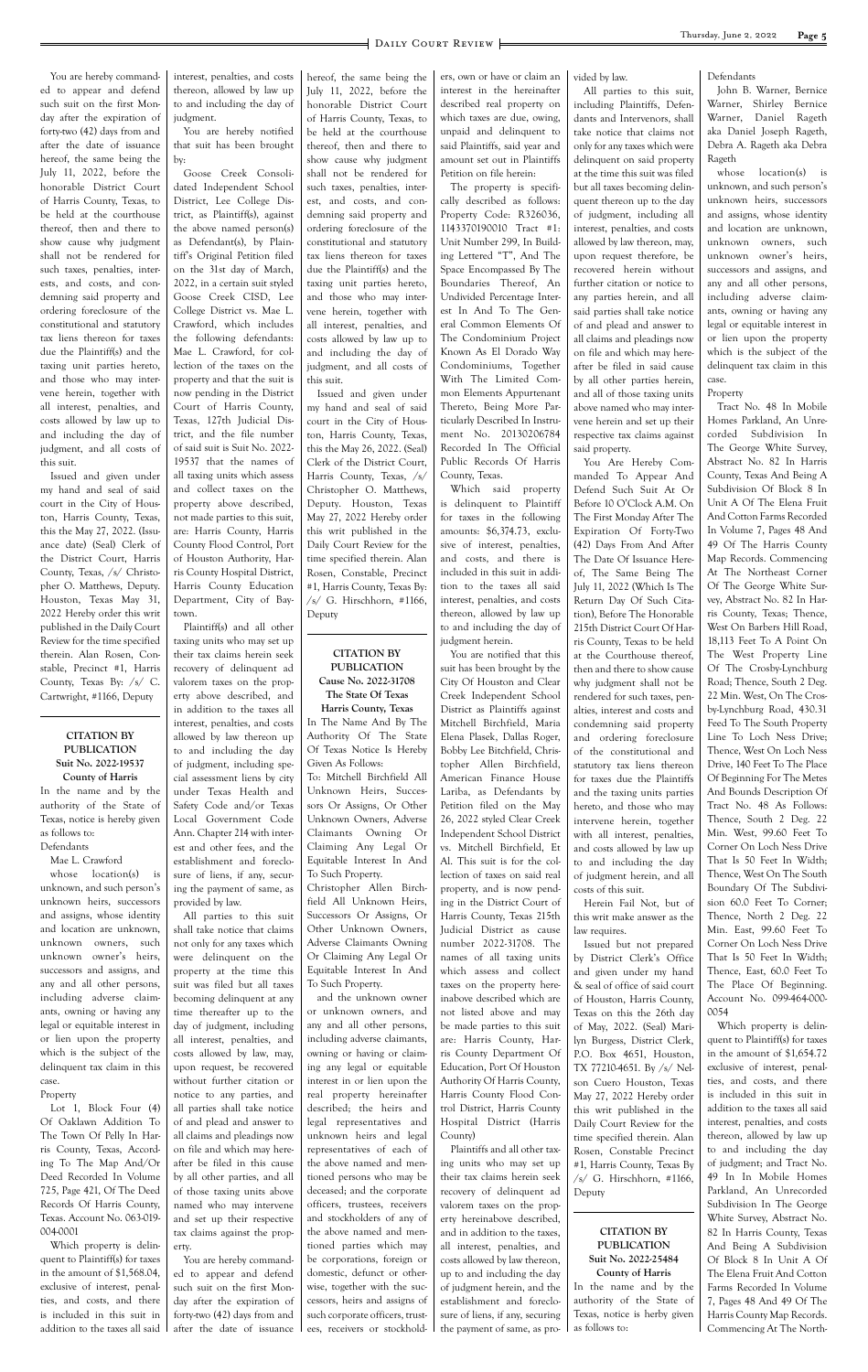You are hereby commanded to appear and defend such suit on the first Monday after the expiration of forty-two (42) days from and after the date of issuance hereof, the same being the July 11, 2022, before the honorable District Court of Harris County, Texas, to be held at the courthouse thereof, then and there to show cause why judgment shall not be rendered for such taxes, penalties, interests, and costs, and condemning said property and ordering foreclosure of the constitutional and statutory tax liens thereon for taxes due the Plaintiff(s) and the taxing unit parties hereto, and those who may intervene herein, together with all interest, penalties, and costs allowed by law up to and including the day of judgment, and all costs of this suit.

Issued and given under my hand and seal of said court in the City of Houston, Harris County, Texas, this the May 27, 2022. (Issuance date) (Seal) Clerk of the District Court, Harris County, Texas, /s/ Christopher O. Matthews, Deputy. Houston, Texas May 31, 2022 Hereby order this writ published in the Daily Court Review for the time specified therein. Alan Rosen, Constable, Precinct #1, Harris County, Texas By: /s/ C. Cartwright, #1166, Deputy

**CITATION BY PUBLICATION**
**Suit No. 2022-19537**
**County of Harris**

In the name and by the authority of the State of Texas, notice is hereby given as follows to:

Defendants

Mae L. Crawford

whose location(s) is unknown, and such person's unknown heirs, successors and assigns, whose identity and location are unknown, unknown owners, such unknown owner's heirs, successors and assigns, and any and all other persons, including adverse claimants, owning or having any legal or equitable interest in or lien upon the property which is the subject of the delinquent tax claim in this case.

Property

Lot 1, Block Four (4) Of Oaklawn Addition To The Town Of Pelly In Harris County, Texas, According To The Map And/Or Deed Recorded In Volume 725, Page 421, Of The Deed Records Of Harris County, Texas. Account No. 063-019-004-0001

Which property is delinquent to Plaintiff(s) for taxes in the amount of $1,568.04, exclusive of interest, penalties, and costs, and there is included in this suit in addition to the taxes all said interest, penalties, and costs thereon, allowed by law up to and including the day of judgment.

You are hereby notified that suit has been brought by:

Goose Creek Consolidated Independent School District, Lee College District, as Plaintiff(s), against the above named person(s) as Defendant(s), by Plaintiff's Original Petition filed on the 31st day of March, 2022, in a certain suit styled Goose Creek CISD, Lee College District vs. Mae L. Crawford, which includes the following defendants: Mae L. Crawford, for collection of the taxes on the property and that the suit is now pending in the District Court of Harris County, Texas, 127th Judicial District, and the file number of said suit is Suit No. 2022-19537 that the names of all taxing units which assess and collect taxes on the property above described, not made parties to this suit, are: Harris County, Harris County Flood Control, Port of Houston Authority, Harris County Hospital District, Harris County Education Department, City of Baytown.

Plaintiff(s) and all other taxing units who may set up their tax claims herein seek recovery of delinquent ad valorem taxes on the property above described, and in addition to the taxes all interest, penalties, and costs allowed by law thereon up to and including the day of judgment, including special assessment liens by city under Texas Health and Safety Code and/or Texas Local Government Code Ann. Chapter 214 with interest and other fees, and the establishment and foreclosure of liens, if any, securing the payment of same, as provided by law.

All parties to this suit shall take notice that claims not only for any taxes which were delinquent on the property at the time this suit was filed but all taxes becoming delinquent at any time thereafter up to the day of judgment, including all interest, penalties, and costs allowed by law, may, upon request, be recovered without further citation or notice to any parties, and all parties shall take notice of and plead and answer to all claims and pleadings now on file and which may hereafter be filed in this cause by all other parties, and all of those taxing units above named who may intervene and set up their respective tax claims against the property.

You are hereby commanded to appear and defend such suit on the first Monday after the expiration of forty-two (42) days from and after the date of issuance hereof, the same being the July 11, 2022, before the honorable District Court of Harris County, Texas, to be held at the courthouse thereof, then and there to show cause why judgment shall not be rendered for such taxes, penalties, interest, and costs, and condemning said property and ordering foreclosure of the constitutional and statutory tax liens thereon for taxes due the Plaintiff(s) and the taxing unit parties hereto, and those who may intervene herein, together with all interest, penalties, and costs allowed by law up to and including the day of judgment, and all costs of this suit.

Issued and given under my hand and seal of said court in the City of Houston, Harris County, Texas, this the May 26, 2022. (Seal) Clerk of the District Court, Harris County, Texas, /s/ Christopher O. Matthews, Deputy. Houston, Texas May 27, 2022 Hereby order this writ published in the Daily Court Review for the time specified therein. Alan Rosen, Constable, Precinct #1, Harris County, Texas By: /s/ G. Hirschhorn, #1166, Deputy

**CITATION BY PUBLICATION**
**Cause No. 2022-31708**
**The State Of Texas**
**Harris County, Texas**

In The Name And By The Authority Of The State Of Texas Notice Is Hereby Given As Follows:

To: Mitchell Birchfield All Unknown Heirs, Successors Or Assigns, Or Other Unknown Owners, Adverse Claimants Owning Or Claiming Any Legal Or Equitable Interest In And To Such Property.

Christopher Allen Birchfield All Unknown Heirs, Successors Or Assigns, Or Other Unknown Owners, Adverse Claimants Owning Or Claiming Any Legal Or Equitable Interest In And To Such Property.

and the unknown owner or unknown owners, and any and all other persons, including adverse claimants, owning or having or claiming any legal or equitable interest in or lien upon the real property hereinafter described; the heirs and legal representatives and unknown heirs and legal representatives of each of the above named and mentioned persons who may be deceased; and the corporate officers, trustees, receivers and stockholders of any of the above named and mentioned parties which may be corporations, foreign or domestic, defunct or otherwise, together with the successors, heirs and assigns of such corporate officers, trustees, receivers or stockholders, own or have or claim an interest in the hereinafter described real property on which taxes are due, owing, unpaid and delinquent to said Plaintiffs, said year and amount set out in Plaintiffs Petition on file herein:

The property is specifically described as follows: Property Code: R326036, 1143370190010 Tract #1: Unit Number 299, In Building Lettered "T", And The Space Encompassed By The Boundaries Thereof, An Undivided Percentage Interest In And To The General Common Elements Of The Condominium Project Known As El Dorado Way Condominiums, Together With The Limited Common Elements Appurtenant Thereto, Being More Particularly Described In Instrument No. 20130206784 Recorded In The Official Public Records Of Harris County, Texas.

Which said property is delinquent to Plaintiff for taxes in the following amounts: $6,374.73, exclusive of interest, penalties, and costs, and there is included in this suit in addition to the taxes all said interest, penalties, and costs thereon, allowed by law up to and including the day of judgment herein.

You are notified that this suit has been brought by the City Of Houston and Clear Creek Independent School District as Plaintiffs against Mitchell Birchfield, Maria Elena Plasek, Dallas Roger, Bobby Lee Birchfield, Christopher Allen Birchfield, American Finance House Lariba, as Defendants by Petition filed on the May 26, 2022 styled Clear Creek Independent School District vs. Mitchell Birchfield, Et Al. This suit is for the collection of taxes on said real property, and is now pending in the District Court of Harris County, Texas 215th Judicial District as cause number 2022-31708. The names of all taxing units which assess and collect taxes on the property hereinabove described which are not listed above and may be made parties to this suit are: Harris County, Harris County Department Of Education, Port Of Houston Authority Of Harris County, Harris County Flood Control District, Harris County Hospital District (Harris County)

Plaintiffs and all other taxing units who may set up their tax claims herein seek recovery of delinquent ad valorem taxes on the property hereinabove described, and in addition to the taxes, all interest, penalties, and costs allowed by law thereon, up to and including the day of judgment herein, and the establishment and foreclosure of liens, if any, securing the payment of same, as provided by law.

All parties to this suit, including Plaintiffs, Defendants and Intervenors, shall take notice that claims not only for any taxes which were delinquent on said property at the time this suit was filed but all taxes becoming delinquent thereon up to the day of judgment, including all interest, penalties, and costs allowed by law thereon, may, upon request therefore, be recovered herein without further citation or notice to any parties herein, and all said parties shall take notice of and plead and answer to all claims and pleadings now on file and which may hereafter be filed in said cause by all other parties herein, and all of those taxing units above named who may intervene herein and set up their respective tax claims against said property.

You Are Hereby Commanded To Appear And Defend Such Suit At Or Before 10 O'Clock A.M. On The First Monday After The Expiration Of Forty-Two (42) Days From And After The Date Of Issuance Hereof, The Same Being The July 11, 2022 (Which Is The Return Day Of Such Citation), Before The Honorable 215th District Court Of Harris County, Texas to be held at the Courthouse thereof, then and there to show cause why judgment shall not be rendered for such taxes, penalties, interest and costs and condemning said property and ordering foreclosure of the constitutional and statutory tax liens thereon for taxes due the Plaintiffs and the taxing units parties hereto, and those who may intervene herein, together with all interest, penalties, and costs allowed by law up to and including the day of judgment herein, and all costs of this suit.

Herein Fail Not, but of this writ make answer as the law requires.

Issued but not prepared by District Clerk's Office and given under my hand & seal of office of said court of Houston, Harris County, Texas on this the 26th day of May, 2022. (Seal) Marilyn Burgess, District Clerk, P.O. Box 4651, Houston, TX 77210-4651. By /s/ Nelson Cuero Houston, Texas May 27, 2022 Hereby order this writ published in the Daily Court Review for the time specified therein. Alan Rosen, Constable Precinct #1, Harris County, Texas By /s/ G. Hirschhorn, #1166, Deputy

**CITATION BY PUBLICATION**
**Suit No. 2022-25484**
**County of Harris**

In the name and by the authority of the State of Texas, notice is herby given as follows to:

Defendants

John B. Warner, Bernice Warner, Shirley Bernice Warner, Daniel Rageth aka Daniel Joseph Rageth, Debra A. Rageth aka Debra Rageth

whose location(s) is unknown, and such person's unknown heirs, successors and assigns, whose identity and location are unknown, unknown owners, such unknown owner's heirs, successors and assigns, and any and all other persons, including adverse claimants, owning or having any legal or equitable interest in or lien upon the property which is the subject of the delinquent tax claim in this case.

Property

Tract No. 48 In Mobile Homes Parkland, An Unrecorded Subdivision In The George White Survey, Abstract No. 82 In Harris County, Texas And Being A Subdivision Of Block 8 In Unit A Of The Elena Fruit And Cotton Farms Recorded In Volume 7, Pages 48 And 49 Of The Harris County Map Records. Commencing At The Northeast Corner Of The George White Survey, Abstract No. 82 In Harris County, Texas; Thence, West On Barbers Hill Road, 18,113 Feet To A Point On The West Property Line Of The Crosby-Lynchburg Road; Thence, South 2 Deg. 22 Min. West, On The Crosby-Lynchburg Road, 430.31 Feed To The South Property Line To Loch Ness Drive; Thence, West On Loch Ness Drive, 140 Feet To The Place Of Beginning For The Metes And Bounds Description Of Tract No. 48 As Follows: Thence, South 2 Deg. 22 Min. West, 99.60 Feet To Corner On Loch Ness Drive That Is 50 Feet In Width; Thence, West On The South Boundary Of The Subdivision 60.0 Feet To Corner; Thence, North 2 Deg. 22 Min. East, 99.60 Feet To Corner On Loch Ness Drive That Is 50 Feet In Width; Thence, East, 60.0 Feet To The Place Of Beginning. Account No. 099-464-000-0054

Which property is delinquent to Plaintiff(s) for taxes in the amount of $1,654.72 exclusive of interest, penalties, and costs, and there is included in this suit in addition to the taxes all said interest, penalties, and costs thereon, allowed by law up to and including the day of judgment; and Tract No. 49 In Mobile Homes Parkland, An Unrecorded Subdivision In The George White Survey, Abstract No. 82 In Harris County, Texas And Being A Subdivision Of Block 8 In Unit A Of The Elena Fruit And Cotton Farms Recorded In Volume 7, Pages 48 And 49 Of The Harris County Map Records. Commencing At The North-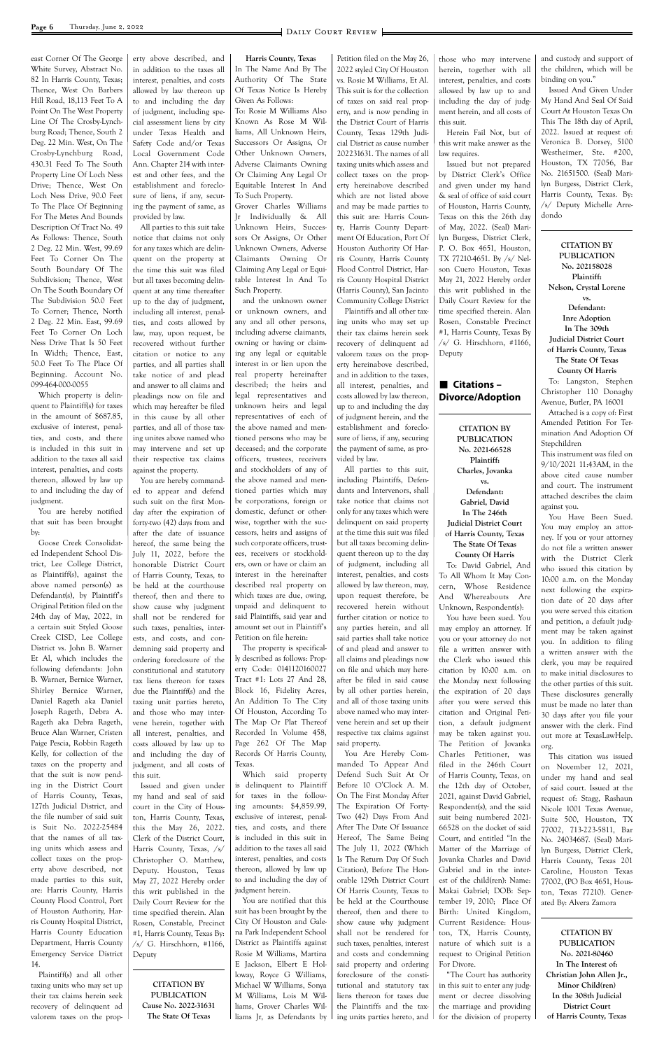east Corner Of The George White Survey, Abstract No. 82 In Harris County, Texas; Thence, West On Barbers Hill Road, 18,113 Feet To A Point On The West Property Line Of The Crosby-Lynchburg Road; Thence, South 2 Deg. 22 Min. West, On The Crosby-Lynchburg Road, 430.31 Feed To The South Property Line Of Loch Ness Drive; Thence, West On Loch Ness Drive, 90.0 Feet To The Place Of Beginning For The Metes And Bounds Description Of Tract No. 49 As Follows: Thence, South 2 Deg. 22 Min. West, 99.69 Feet To Corner On The South Boundary Of The Subdivision; Thence, West On The South Boundary Of The Subdivision 50.0 Feet To Corner; Thence, North 2 Deg. 22 Min. East, 99.69 Feet To Corner On Loch Ness Drive That Is 50 Feet In Width; Thence, East, 50.0 Feet To The Place Of Beginning. Account No. 099-464-000-0055

Which property is delinquent to Plaintiff(s) for taxes in the amount of $687.85, exclusive of interest, penalties, and costs, and there is included in this suit in addition to the taxes all said interest, penalties, and costs thereon, allowed by law up to and including the day of judgment.

You are hereby notified that suit has been brought by:

Goose Creek Consolidated Independent School District, Lee College District, as Plaintiff(s), against the above named person(s) as Defendant(s), by Plaintiff's Original Petition filed on the 24th day of May, 2022, in a certain suit Styled Goose Creek CISD, Lee College District vs. John B. Warner Et Al, which includes the following defendants: John B. Warner, Bernice Warner, Shirley Bernice Warner, Daniel Rageth aka Daniel Joseph Rageth, Debra A. Rageth aka Debra Rageth, Bruce Alan Warner, Cristen Paige Pescia, Robbin Rageth Kelly, for collection of the taxes on the property and that the suit is now pending in the District Court of Harris County, Texas, 127th Judicial District, and the file number of said suit is Suit No. 2022-25484 that the names of all taxing units which assess and collect taxes on the property above described, not made parties to this suit, are: Harris County, Harris County Flood Control, Port of Houston Authority, Harris County Hospital District, Harris County Education Department, Harris County Emergency Service District 14.

Plaintiff(s) and all other taxing units who may set up their tax claims herein seek recovery of delinquent ad valorem taxes on the property above described, and in addition to the taxes all interest, penalties, and costs allowed by law thereon up to and including the day of judgment, including special assessment liens by city under Texas Health and Safety Code and/or Texas Local Government Code Ann. Chapter 214 with interest and other fees, and the establishment and foreclosure of liens, if any, securing the payment of same, as provided by law.

All parties to this suit take notice that claims not only for any taxes which are delinquent on the property at the time this suit was filed but all taxes becoming delinquent at any time thereafter up to the day of judgment, including all interest, penalties, and costs allowed by law, may, upon request, be recovered without further citation or notice to any parties, and all parties shall take notice of and plead and answer to all claims and pleadings now on file and which may hereafter be filed in this cause by all other parties, and all of those taxing units above named who may intervene and set up their respective tax claims against the property.

You are hereby commanded to appear and defend such suit on the first Monday after the expiration of forty-two (42) days from and after the date of issuance hereof, the same being the July 11, 2022, before the honorable District Court of Harris County, Texas, to be held at the courthouse thereof, then and there to show cause why judgment shall not be rendered for such taxes, penalties, interests, and costs, and condemning said property and ordering foreclosure of the constitutional and statutory tax liens thereon for taxes due the Plaintiff(s) and the taxing unit parties hereto, and those who may intervene herein, together with all interest, penalties, and costs allowed by law up to and including the day of judgment, and all costs of this suit.

Issued and given under my hand and seal of said court in the City of Houston, Harris County, Texas, this the May 26, 2022. Clerk of the District Court, Harris County, Texas, /s/ Christopher O. Matthew, Deputy. Houston, Texas May 27, 2022 Hereby order this writ published in the Daily Court Review for the time specified therein. Alan Rosen, Constable, Precinct #1, Harris County, Texas By: /s/ G. Hirschhorn, #1166, Deputy

---

**CITATION BY PUBLICATION**
**Cause No. 2022-31631**
**The State Of Texas**
**Harris County, Texas**

In The Name And By The Authority Of The State Of Texas Notice Is Hereby Given As Follows:

To: Rosie M Williams Also Known As Rose M Williams, All Unknown Heirs, Successors Or Assigns, Or Other Unknown Owners, Adverse Claimants Owning Or Claiming Any Legal Or Equitable Interest In And To Such Property.

Grover Charles Williams Jr Individually & All Unknown Heirs, Successors Or Assigns, Or Other Unknown Owners, Adverse Claimants Owning Or Claiming Any Legal or Equitable Interest In And To Such Property.

and the unknown owner or unknown owners, and any and all other persons, including adverse claimants, owning or having or claiming any legal or equitable interest in or lien upon the real property hereinafter described; the heirs and legal representatives and unknown heirs and legal representatives of each of the above named and mentioned persons who may be deceased; and the corporate officers, trustees, receivers and stockholders of any of the above named and mentioned parties which may be corporations, foreign or domestic, defunct or otherwise, together with the successors, heirs and assigns of such corporate officers, trustees, receivers or stockholders, own or have or claim an interest in the hereinafter described real property on which taxes are due, owing, unpaid and delinquent to said Plaintiffs, said year and amount set out in Plaintiff's Petition on file herein:

The property is specifically described as follows: Property Code: 0141120160027 Tract #1: Lots 27 And 28, Block 16, Fidelity Acres, An Addition To The City Of Houston, According To The Map Or Plat Thereof Recorded In Volume 458, Page 262 Of The Map Records Of Harris County, Texas.

Which said property is delinquent to Plaintiff for taxes in the following amounts: $4,859.99, exclusive of interest, penalties, and costs, and there is included in this suit in addition to the taxes all said interest, penalties, and costs thereon, allowed by law up to and including the day of judgment herein.

You are notified that this suit has been brought by the City Of Houston and Galena Park Independent School District as Plaintiffs against Rosie M Williams, Martina E Jackson, Elbert E Holloway, Royce G Williams, Michael W Williams, Sonya M Williams, Lois M Williams, Grover Charles Williams Jr, as Defendants by Petition filed on the May 26, 2022 styled City Of Houston vs. Rosie M Williams, Et Al. This suit is for the collection of taxes on said real property, and is now pending in the District Court of Harris County, Texas 129th Judicial District as cause number 202231631. The names of all taxing units which assess and collect taxes on the property hereinabove described which are not listed above and may be made parties to this suit are: Harris County, Harris County Department Of Education, Port Of Houston Authority Of Harris County, Harris County Flood Control District, Harris County Hospital District (Harris County), San Jacinto Community College District

Plaintiffs and all other taxing units who may set up their tax claims herein seek recovery of delinquent ad valorem taxes on the property hereinabove described, and in addition to the taxes, all interest, penalties, and costs allowed by law thereon, up to and including the day of judgment herein, and the establishment and foreclosure of liens, if any, securing the payment of same, as provided by law.

All parties to this suit, including Plaintiffs, Defendants and Intervenors, shall take notice that claims not only for any taxes which were delinquent on said property at the time this suit was filed but all taxes becoming delinquent thereon up to the day of judgment, including all interest, penalties, and costs allowed by law thereon, may, upon request therefore, be recovered herein without further citation or notice to any parties herein, and all said parties shall take notice of and plead and answer to all claims and pleadings now on file and which may hereafter be filed in said cause by all other parties herein, and all of those taxing units above named who may intervene herein and set up their respective tax claims against said property.

You Are Hereby Commanded To Appear And Defend Such Suit At Or Before 10 O'Clock A. M. On The First Monday After The Expiration Of Forty-Two (42) Days From And After The Date Of Issuance Hereof, The Same Being The July 11, 2022 (Which Is The Return Day Of Such Citation), Before The Honorable 129th District Court Of Harris County, Texas to be held at the Courthouse thereof, then and there to show cause why judgment shall not be rendered for such taxes, penalties, interest and costs and condemning said property and ordering foreclosure of the constitutional and statutory tax liens thereon for taxes due the Plaintiffs and the taxing units parties hereto, and those who may intervene herein, together with all interest, penalties, and costs allowed by law up to and including the day of judgment herein, and all costs of this suit.

Herein Fail Not, but of this writ make answer as the law requires.

Issued but not prepared by District Clerk's Office and given under my hand & seal of office of said court of Houston, Harris County, Texas on this the 26th day of May, 2022. (Seal) Marilyn Burgess, District Clerk, P. O. Box 4651, Houston, TX 77210-4651. By /s/ Nelson Cuero Houston, Texas May 21, 2022 Hereby order this writ published in the Daily Court Review for the time specified therein. Alan Rosen, Constable Precinct #1, Harris County, Texas By /s/ G. Hirschhorn, #1166, Deputy

## Citations – Divorce/Adoption

**CITATION BY PUBLICATION**
**No. 2021-66528**
**Plaintiff:**
**Charles, Jovanka**
**vs.**
**Defendant:**
**Gabriel, David**
**In The 246th Judicial District Court of Harris County, Texas**
**The State Of Texas**
**County Of Harris**

To: David Gabriel, And To All Whom It May Concern, Whose Residence And Whereabouts Are Unknown, Respondent(s):

You have been sued. You may employ an attorney. If you or your attorney do not file a written answer with the Clerk who issued this citation by 10:00 a.m. on the Monday next following the expiration of 20 days after you were served this citation and Original Petition, a default judgment may be taken against you. The Petition of Jovanka Charles Petitioner, was filed in the 246th Court of Harris County, Texas, on the 12th day of October, 2021, against David Gabriel, Respondent(s), and the said suit being numbered 2021-66528 on the docket of said Court, and entitled "In the Matter of the Marriage of Jovanka Charles and David Gabriel and in the interest of the child(ren): Name: Makai Gabriel; DOB: September 19, 2010; Place Of Birth: United Kingdom, Current Residence: Houston, TX, Harris County, nature of which suit is a request to Original Petition For Divore.

"The Court has authority in this suit to enter any judgment or decree dissolving the marriage and providing for the division of property and custody and support of the children, which will be binding on you."

Issued And Given Under My Hand And Seal Of Said Court At Houston Texas On This The 18th day of April, 2022. Issued at request of: Veronica B. Dorsey, 5100 Westheimer, Ste. #200, Houston, TX 77056, Bar No. 21651500. (Seal) Marilyn Burgess, District Clerk, Harris County, Texas. By: /s/ Deputy Michelle Arredondo

---

**CITATION BY PUBLICATION**
**No. 202158028**
**Plaintiff:**
**Nelson, Crystal Lorene**
**vs.**
**Defendant:**
**Inre Adoption**
**In The 309th Judicial District Court of Harris County, Texas**
**The State Of Texas**
**County Of Harris**

To: Langston, Stephen Christopher 110 Donaghy Avenue, Butler, PA 16001

Attached is a copy of: First Amended Petition For Termination And Adoption Of Stepchildren

This instrument was filed on 9/10/2021 11:43AM, in the above cited cause number and court. The instrument attached describes the claim against you.

You Have Been Sued. You may employ an attorney. If you or your attorney do not file a written answer with the District Clerk who issued this citation by 10:00 a.m. on the Monday next following the expiration date of 20 days after you were served this citation and petition, a default judgment may be taken against you. In addition to filing a written answer with the clerk, you may be required to make initial disclosures to the other parties of this suit. These disclosures generally must be made no later than 30 days after you file your answer with the clerk. Find out more at TexasLawHelp.org.

This citation was issued on November 12, 2021, under my hand and seal of said court. Issued at the request of: Stagg, Rashaun Nicole 1001 Texas Avenue, Suite 500, Houston, TX 77002, 713-223-5811, Bar No. 24034687. (Seal) Marilyn Burgess, District Clerk, Harris County, Texas 201 Caroline, Houston Texas 77002, (PO Box 4651, Houston, Texas 77210). Generated By: Alvera Zamora

---

**CITATION BY PUBLICATION**
**No. 2021-80460**
**In The Interest of:**
**Christian John Allen Jr., Minor Child(ren)**
**In the 308th Judicial District Court**
**of Harris County, Texas**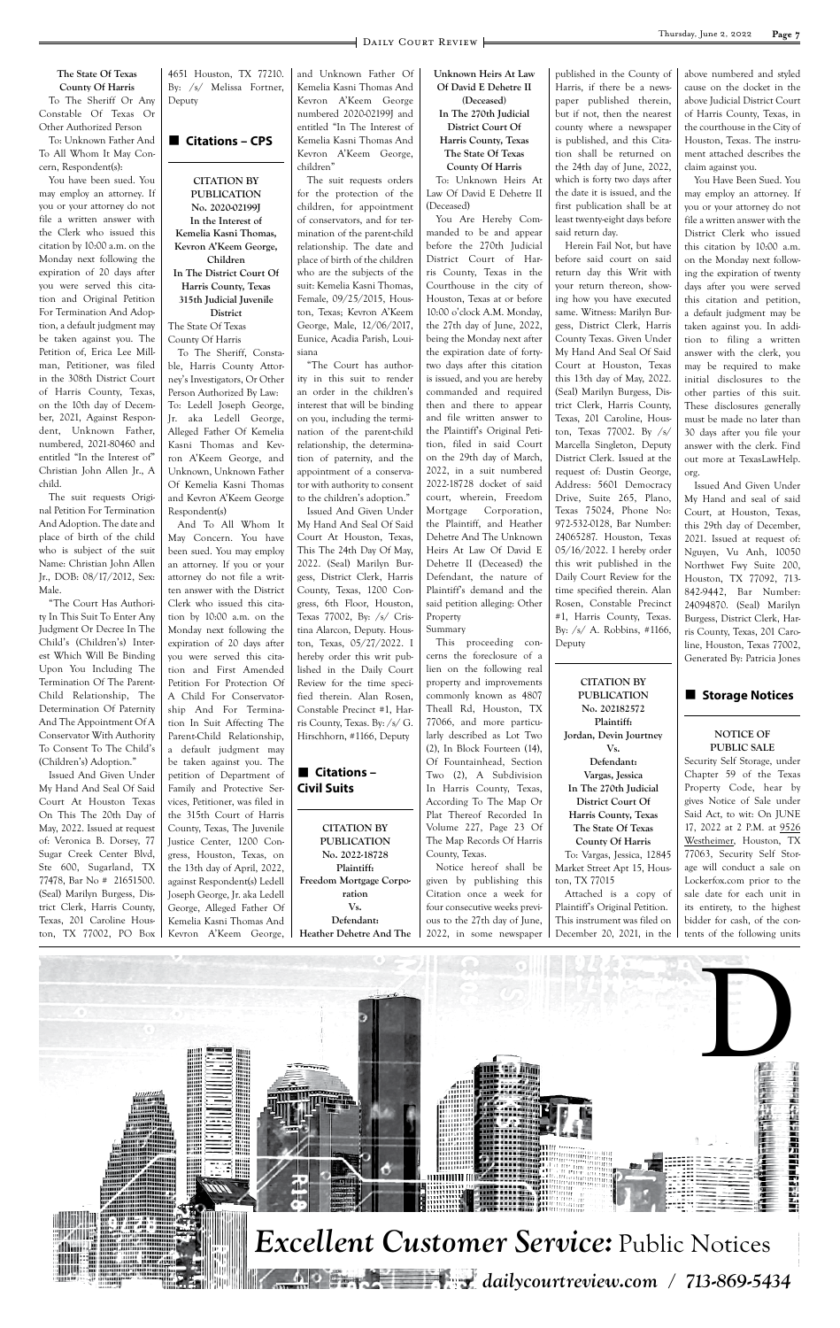**The State Of Texas**
**County Of Harris**

To The Sheriff Or Any Constable Of Texas Or Other Authorized Person

To: Unknown Father And To All Whom It May Concern, Respondent(s):

You have been sued. You may employ an attorney. If you or your attorney do not file a written answer with the Clerk who issued this citation by 10:00 a.m. on the Monday next following the expiration of 20 days after you were served this citation and Original Petition For Termination And Adoption, a default judgment may be taken against you. The Petition of, Erica Lee Millman, Petitioner, was filed in the 308th District Court of Harris County, Texas, on the 10th day of December, 2021, Against Respondent, Unknown Father, numbered, 2021-80460 and entitled "In The Interest of" Christian John Allen Jr., A child.

The suit requests Original Petition For Termination And Adoption. The date and place of birth of the child who is subject of the suit Name: Christian John Allen Jr., DOB: 08/17/2012, Sex: Male.

"The Court Has Authority In This Suit To Enter Any Judgment Or Decree In The Child's (Children's) Interest Which Will Be Binding Upon You Including The Termination Of The Parent-Child Relationship, The Determination Of Paternity And The Appointment Of A Conservator With Authority To Consent To The Child's (Children's) Adoption."

Issued And Given Under My Hand And Seal Of Said Court At Houston Texas On This The 20th Day of May, 2022. Issued at request of: Veronica B. Dorsey, 77 Sugar Creek Center Blvd, Ste 600, Sugarland, TX 77478, Bar No # 21651500. (Seal) Marilyn Burgess, District Clerk, Harris County, Texas, 201 Caroline Houston, TX 77002, PO Box 4651 Houston, TX 77210. By: /s/ Melissa Fortner, Deputy

## Citations – CPS

**CITATION BY PUBLICATION**
**No. 2020-02199J**
**In the Interest of Kemelia Kasni Thomas, Kevron A'Keem George, Children**
**In The District Court Of Harris County, Texas 315th Judicial Juvenile District**

The State Of Texas
County Of Harris

To The Sheriff, Constable, Harris County Attorney's Investigators, Or Other Person Authorized By Law: To: Ledell Joseph George, Jr. aka Ledell George, Alleged Father Of Kemelia Kasni Thomas and Kevron A'Keem George, and Unknown, Unknown Father Of Kemelia Kasni Thomas and Kevron A'Keem George Respondent(s)

And To All Whom It May Concern. You have been sued. You may employ an attorney. If you or your attorney do not file a written answer with the District Clerk who issued this citation by 10:00 a.m. on the Monday next following the expiration of 20 days after you were served this citation and First Amended Petition For Protection Of A Child For Conservatorship And For Termination In Suit Affecting The Parent-Child Relationship, a default judgment may be taken against you. The petition of Department of Family and Protective Services, Petitioner, was filed in the 315th Court of Harris County, Texas, The Juvenile Justice Center, 1200 Congress, Houston, Texas, on the 13th day of April, 2022, against Respondent(s) Ledell Joseph George, Jr. aka Ledell George, Alleged Father Of Kemelia Kasni Thomas And Kevron A'Keem George, and Unknown Father Of Kemelia Kasni Thomas And Kevron A'Keem George numbered 2020-02199J and entitled "In The Interest of Kemelia Kasni Thomas and Kevron A'Keem George, children"

The suit requests orders for the protection of the children, for appointment of conservators, and for termination of the parent-child relationship. The date and place of birth of the children who are the subjects of the suit: Kemelia Kasni Thomas, Female, 09/25/2015, Houston, Texas; Kevron A'Keem George, Male, 12/06/2017, Eunice, Acadia Parish, Louisiana

"The Court has authority in this suit to render an order in the children's interest that will be binding on you, including the termination of the parent-child relationship, the determination of paternity, and the appointment of a conservator with authority to consent to the children's adoption."

Issued And Given Under My Hand And Seal Of Said Court At Houston, Texas, This The 24th Day Of May, 2022. (Seal) Marilyn Burgess, District Clerk, Harris County, Texas, 1200 Congress, 6th Floor, Houston, Texas 77002, By: /s/ Cristina Alarcon, Deputy. Houston, Texas, 05/27/2022. I hereby order this writ published in the Daily Court Review for the time specified therein. Alan Rosen, Constable Precinct #1, Harris County, Texas. By: /s/ G. Hirschhorn, #1166, Deputy

## Citations – Civil Suits

**CITATION BY PUBLICATION**
**No. 2022-18728**
**Plaintiff:**
**Freedom Mortgage Corporation**
**Vs.**
**Defendant:**
**Heather Dehetre And The Unknown Heirs At Law Of David E Dehetre II (Deceased)**
**In The 270th Judicial District Court Of Harris County, Texas**
**The State Of Texas**
**County Of Harris**

To: Unknown Heirs At Law Of David E Dehetre II (Deceased)

You Are Hereby Commanded to be and appear before the 270th Judicial District Court of Harris County, Texas in the Courthouse in the city of Houston, Texas at or before 10:00 o'clock A.M. Monday, the 27th day of June, 2022, being the Monday next after the expiration date of forty-two days after this citation is issued, and you are hereby commanded and required then and there to appear and file written answer to the Plaintiff's Original Petition, filed in said Court on the 29th day of March, 2022, in a suit numbered 2022-18728 docket of said court, wherein, Freedom Mortgage Corporation, the Plaintiff, and Heather Dehetre And The Unknown Heirs At Law Of David E Dehetre II (Deceased) the Defendant, the nature of Plaintiff's demand and the said petition alleging: Other Property

Summary

This proceeding concerns the foreclosure of a lien on the following real property and improvements commonly known as 4807 Theall Rd, Houston, TX 77066, and more particularly described as Lot Two (2), In Block Fourteen (14), Of Fountainhead, Section Two (2), A Subdivision In Harris County, Texas, According To The Map Or Plat Thereof Recorded In Volume 227, Page 23 Of The Map Records Of Harris County, Texas.

Notice hereof shall be given by publishing this Citation once a week for four consecutive weeks previous to the 27th day of June, 2022, in some newspaper published in the County of Harris, if there be a newspaper published therein, but if not, then the nearest county where a newspaper is published, and this Citation shall be returned on the 24th day of June, 2022, which is forty two days after the date it is issued, and the first publication shall be at least twenty-eight days before said return day.

Herein Fail Not, but have before said court on said return day this Writ with your return thereon, showing how you have executed same. Witness: Marilyn Burgess, District Clerk, Harris County Texas. Given Under My Hand And Seal Of Said Court at Houston, Texas this 13th day of May, 2022. (Seal) Marilyn Burgess, District Clerk, Harris County, Texas, 201 Caroline, Houston, Texas 77002. By /s/ Marcella Singleton, Deputy District Clerk. Issued at the request of: Dustin George, Address: 5601 Democracy Drive, Suite 265, Plano, Texas 75024, Phone No: 972-532-0128, Bar Number: 24065287. Houston, Texas 05/16/2022. I hereby order this writ published in the Daily Court Review for the time specified therein. Alan Rosen, Constable Precinct #1, Harris County, Texas. By: /s/ A. Robbins, #1166, Deputy

**CITATION BY PUBLICATION**
**No. 202182572**
**Plaintiff:**
**Jordan, Devin Jourtney**
**Vs.**
**Defendant:**
**Vargas, Jessica**
**In The 270th Judicial District Court Of Harris County, Texas**
**The State Of Texas**
**County Of Harris**

To: Vargas, Jessica, 12845 Market Street Apt 15, Houston, TX 77015

Attached is a copy of Plaintiff's Original Petition. This instrument was filed on December 20, 2021, in the above numbered and styled cause on the docket in the above Judicial District Court of Harris County, Texas, in the courthouse in the City of Houston, Texas. The instrument attached describes the claim against you.

You Have Been Sued. You may employ an attorney. If you or your attorney do not file a written answer with the District Clerk who issued this citation by 10:00 a.m. on the Monday next following the expiration of twenty days after you were served this citation and petition, a default judgment may be taken against you. In addition to filing a written answer with the clerk, you may be required to make initial disclosures to the other parties of this suit. These disclosures generally must be made no later than 30 days after you file your answer with the clerk. Find out more at TexasLawHelp.org.

Issued And Given Under My Hand and seal of said Court, at Houston, Texas, this 29th day of December, 2021. Issued at request of: Nguyen, Vu Anh, 10050 Northwet Fwy Suite 200, Houston, TX 77092, 713-842-9442, Bar Number: 24094870. (Seal) Marilyn Burgess, District Clerk, Harris County, Texas, 201 Caroline, Houston, Texas 77002, Generated By: Patricia Jones

## Storage Notices

**NOTICE OF PUBLIC SALE**

Security Self Storage, under Chapter 59 of the Texas Property Code, hear by gives Notice of Sale under Said Act, to wit: On JUNE 17, 2022 at 2 P.M. at 9526 Westheimer, Houston, TX 77063, Security Self Storage will conduct a sale on Lockerfox.com prior to the sale date for each unit in its entirety, to the highest bidder for cash, of the contents of the following units

*Excellent Customer Service:* Public Notices
*dailycourtreview.com / 713-869-5434*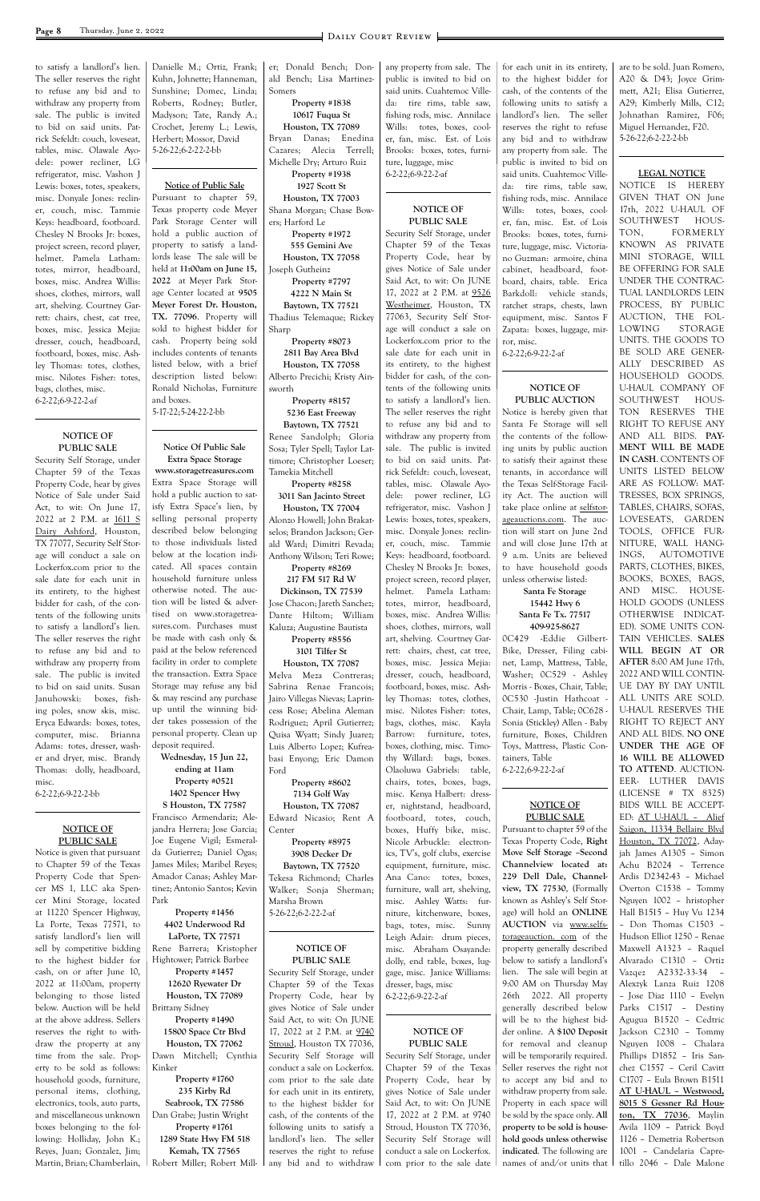to satisfy a landlord's lien. The seller reserves the right to refuse any bid and to withdraw any property from sale. The public is invited to bid on said units. Patrick Sefeldt: couch, loveseat, tables, misc. Olawale Ayodele: power recliner, LG refrigerator, misc. Vashon J Lewis: boxes, totes, speakers, misc. Donyale Jones: recliner, couch, misc. Tammie Keys: headboard, footboard. Chesley N Brooks Jr: boxes, project screen, record player, helmet. Pamela Latham: totes, mirror, headboard, boxes, misc. Andrea Willis: shoes, clothes, mirrors, wall art, shelving. Courtney Garrett: chairs, chest, cat tree, boxes, misc. Jessica Mejia: dresser, couch, headboard, footboard, boxes, misc. Ashley Thomas: totes, clothes, misc. Nilotes Fisher: totes, bags, clothes, misc.
6-2-22;6-9-22-2-af

**NOTICE OF PUBLIC SALE**

Security Self Storage, under Chapter 59 of the Texas Property Code, hear by gives Notice of Sale under Said Act, to wit: On June 17, 2022 at 2 P.M. at 1611 S Dairy Ashford, Houston, TX 77077, Security Self Storage will conduct a sale on Lockerfox.com prior to the sale date for each unit in its entirety, to the highest bidder for cash, of the contents of the following units to satisfy a landlord's lien. The seller reserves the right to refuse any bid and to withdraw any property from sale. The public is invited to bid on said units. Susan Januhowski: boxes, fishing poles, snow skis, misc. Eryca Edwards: boxes, totes, computer, misc. Brianna Adams: totes, dresser, washer and dryer, misc. Brandy Thomas: dolly, headboard, misc.
6-2-22;6-9-22-2-bb

**NOTICE OF PUBLIC SALE**

Notice is given that pursuant to Chapter 59 of the Texas Property Code that Spencer MS 1, LLC aka Spencer Mini Storage, located at 11220 Spencer Highway, La Porte, Texas 77571, to satisfy landlord's lien will sell by competitive bidding to the highest bidder for cash, on or after June 10, 2022 at 11:00am, property belonging to those listed below. Auction will be held at the above address. Sellers reserves the right to withdraw the property at any time from the sale. Property to be sold as follows: household goods, furniture, personal items, clothing, electronics, tools, auto parts, and miscellaneous unknown boxes belonging to the following: Holliday, John K.; Reyes, Juan; Gonzalez, Jim; Martin, Brian; Chamberlain, Danielle M.; Ortiz, Frank; Kuhn, Johnette; Hanneman, Sunshine; Domec, Linda; Roberts, Rodney; Butler, Madyson; Tate, Randy A.; Crochet, Jeremy L.; Lewis, Herbert; Mossor, David
5-26-22;6-2-22-2-bb

**Notice of Public Sale**

Pursuant to chapter 59, Texas property code Meyer Park Storage Center will hold a public auction of property to satisfy a landlords lease The sale will be held at **11:00am on June 15, 2022** at Meyer Park Storage Center located at **9505 Meyer Forest Dr. Houston, TX. 77096**. Property will sold to highest bidder for cash. Property being sold includes contents of tenants listed below, with a brief description listed below: Ronald Nicholas, Furniture and boxes.
5-17-22;5-24-22-2-bb

**Notice Of Public Sale**
**Extra Space Storage**
**www.storagetreasures.com**

Extra Space Storage will hold a public auction to satisfy Extra Space's lien, by selling personal property described below belonging to those individuals listed below at the location indicated. All spaces contain household furniture unless otherwise noted. The auction will be listed & advertised on www.storagetreasures.com. Purchases must be made with cash only & paid at the below referenced facility in order to complete the transaction. Extra Space Storage may refuse any bid & may rescind any purchase up until the winning bidder takes possession of the personal property. Clean up deposit required.

**Wednesday, 15 Jun 22, ending at 11am**

**Property #0521**
**1402 Spencer Hwy**
**S Houston, TX 77587**
Francisco Armendariz; Alejandra Herrera; Jose Garcia; Joe Eugene Vigil; Esmeralda Gutierrez; Daniel Ogas; James Miles; Maribel Reyes; Amador Canas; Ashley Martinez; Antonio Santos; Kevin Park

**Property #1456**
**4402 Underwood Rd**
**LaPorte, TX 77571**
Rene Barrera; Kristopher Hightower; Patrick Barbee

**Property #1457**
**12620 Ryewater Dr**
**Houston, TX 77089**
Brittany Sidney

**Property #1490**
**15800 Space Ctr Blvd**
**Houston, TX 77062**
Dawn Mitchell; Cynthia Kinker

**Property #1760**
**235 Kirby Rd**
**Seabrook, TX 77586**
Dan Grabe; Justin Wright

**Property #1761**
**1289 State Hwy FM 518**
**Kemah, TX 77565**
Robert Miller; Robert Miller; Donald Bench; Donald Bench; Lisa Martinez-Somers

**Property #1838**
**10617 Fuqua St**
**Houston, TX 77089**
Bryan Danas; Enedina Cazares; Alecia Terrell; Michelle Dry; Arturo Ruiz

**Property #1938**
**1927 Scott St**
**Houston, TX 77003**
Shana Morgan; Chase Bowers; Harford Le

**Property #1972**
**555 Gemini Ave**
**Houston, TX 77058**
Joseph Gutheinz

**Property #7797**
**4222 N Main St**
**Baytown, TX 77521**
Thadius Telemaque; Rickey Sharp

**Property #8073**
**2811 Bay Area Blvd**
**Houston, TX 77058**
Alberto Precichi; Kristy Ainsworth

**Property #8157**
**5236 East Freeway**
**Baytown, TX 77521**
Renee Sandolph; Gloria Sosa; Tyler Spell; Taylor Lattimore; Christopher Loeser; Tamekia Mitchell

**Property #8258**
**3011 San Jacinto Street**
**Houston, TX 77004**
Alonzo Howell; John Brakatselos; Brandon Jackson; Gerald Ward; Dimitri Revada; Anthony Wilson; Teri Rowe;

**Property #8269**
**217 FM 517 Rd W**
**Dickinson, TX 77539**
Jose Chacon; Jareth Sanchez; Dante Hiltom; William Kaluza; Augustine Bautista

**Property #8556**
**3101 Tilfer St**
**Houston, TX 77087**
Melva Meza Contreras; Sabrina Renae Francois; Jairo Villegas Nievas; Laprincess Rose; Abelina Aleman Rodriguez; April Gutierrez; Quisa Wyatt; Sindy Juarez; Luis Alberto Lopez; Kufreabasi Enyong; Eric Damon Ford

**Property #8602**
**7134 Golf Way**
**Houston, TX 77087**
Edward Nicasio; Rent A Center

**Property #8975**
**3908 Decker Dr**
**Baytown, TX 77520**
Tekesa Richmond; Charles Walker; Sonja Sherman; Marsha Brown
5-26-22;6-2-22-2-af

**NOTICE OF PUBLIC SALE**

Security Self Storage, under Chapter 59 of the Texas Property Code, hear by gives Notice of Sale under Said Act, to wit: On JUNE 17, 2022 at 2 P.M. at 9740 Stroud, Houston TX 77036, Security Self Storage will conduct a sale on Lockerfox.com prior to the sale date for each unit in its entirety, to the highest bidder for cash, of the contents of the following units to satisfy a landlord's lien. The seller reserves the right to refuse any bid and to withdraw any property from sale. The public is invited to bid on said units. Cuahtemoc Villeda: tire rims, table saw, fishing rods, misc. Annilace Wills: totes, boxes, cooler, fan, misc. Est. of Lois Brooks: boxes, totes, furniture, luggage, misc
6-2-22;6-9-22-2-af

**NOTICE OF PUBLIC SALE**

Security Self Storage, under Chapter 59 of the Texas Property Code, hear by gives Notice of Sale under Said Act, to wit: On JUNE 17, 2022 at 2 P.M. at 9526 Westheimer, Houston, TX 77063, Security Self Storage will conduct a sale on Lockerfox.com prior to the sale date for each unit in its entirety, to the highest bidder for cash, of the contents of the following units to satisfy a landlord's lien. The seller reserves the right to refuse any bid and to withdraw any property from sale. The public is invited to bid on said units. Patrick Sefeldt: couch, loveseat, tables, misc. Olawale Ayodele: power recliner, LG refrigerator, misc. Vashon J Lewis: boxes, totes, speakers, misc. Donyale Jones: recliner, couch, misc. Tammie Keys: headboard, footboard. Chesley N Brooks Jr: boxes, project screen, record player, helmet. Pamela Latham: totes, mirror, headboard, boxes, misc. Andrea Willis: shoes, clothes, mirrors, wall art, shelving. Courtney Garrett: chairs, chest, cat tree, boxes, misc. Jessica Mejia: dresser, couch, headboard, footboard, boxes, misc. Ashley Thomas: totes, clothes, misc. Nilotes Fisher: totes, bags, clothes, misc. Kayla Barrow: furniture, totes, boxes, clothing, misc. Timothy Willard: bags, boxes. Olaoluwa Gabriels: table, chairs, totes, boxes, bags, misc. Kenya Halbert: dresser, nightstand, headboard, footboard, totes, couch, boxes, Huffy bike, misc. Nicole Arbuckle: electronics, TV's, golf clubs, exercise equipment, furniture, misc. Ana Cano: totes, boxes, furniture, wall art, shelving, misc. Ashley Watts: furniture, kitchenware, boxes, bags, totes, misc. Sunny Leigh Adair: drum pieces, misc. Abraham Osayande: dolly, end table, boxes, luggage, misc. Janice Williams: dresser, bags, misc
6-2-22;6-9-22-2-af

**NOTICE OF PUBLIC SALE**

Security Self Storage, under Chapter 59 of the Texas Property Code, hear by gives Notice of Sale under Said Act, to wit: On JUNE 17, 2022 at 2 P.M. at 9740 Stroud, Houston TX 77036, Security Self Storage will conduct a sale on Lockerfox.com prior to the sale date for each unit in its entirety, to the highest bidder for cash, of the contents of the following units to satisfy a landlord's lien. The seller reserves the right to refuse any bid and to withdraw any property from sale. The public is invited to bid on said units. Cuahtemoc Villeda: tire rims, table saw, fishing rods, misc. Annilace Wills: totes, boxes, cooler, fan, misc. Est. of Lois Brooks: boxes, totes, furniture, luggage, misc. Victoriano Guzman: armoire, china cabinet, headboard, footboard, chairs, table. Erica Barkdoll: vehicle stands, ratchet straps, chests, lawn equipment, misc. Santos F Zapata: boxes, luggage, mirror, misc.
6-2-22;6-9-22-2-af

**NOTICE OF PUBLIC AUCTION**

Notice is hereby given that Santa Fe Storage will sell the contents of the following units by public auction to satisfy their against these tenants, in accordance will the Texas Self-Storage Facility Act. The auction will take place online at selfstorageauctions.com. The auction will start on June 2nd and will close June 17th at 9 a.m. Units are believed to have household goods unless otherwise listed:

**Santa Fe Storage**
**15442 Hwy 6**
**Santa Fe Tx. 77517**
**409-925-8627**

0C429 -Eddie Gilbert-Bike, Dresser, Filing cabinet, Lamp, Mattress, Table, Washer; 0C529 - Ashley Morris - Boxes, Chair, Table; 0C530 -Justin Hathcoat - Chair, Lamp, Table; 0C628 - Sonia (Stickley) Allen - Baby furniture, Boxes, Children Toys, Mattress, Plastic Containers, Table
6-2-22;6-9-22-2-af

**NOTICE OF PUBLIC SALE**

Pursuant to chapter 59 of the Texas Property Code, **Right Move Self Storage –Second Channelview located at: 229 Dell Dale, Channelview, TX 77530**, (Formally known as Ashley's Self Storage) will hold an **ONLINE AUCTION** via www.selfstorageauction. com of the property generally described below to satisfy a landlord's lien. The sale will begin at 9:00 AM on Thursday May 26th 2022. All property generally described below will be to the highest bidder online. A **$100 Deposit** for removal and cleanup will be temporarily required. Seller reserves the right not to accept any bid and to withdraw property from sale. Property in each space will be sold by the space only. **All property to be sold is household goods unless otherwise indicated**. The following are names of and/or units that are to be sold. Juan Romero, A20 & D43; Joyce Grimmett, A21; Elisa Gutierrez, A29; Kimberly Mills, C12; Johnathan Ramirez, F06; Miguel Hernandez, F20.
5-26-22;6-2-22-2-bb

**LEGAL NOTICE**

NOTICE IS HEREBY GIVEN THAT ON June 17th, 2022 U-HAUL OF SOUTHWEST HOUSTON, FORMERLY KNOWN AS PRIVATE MINI STORAGE, WILL BE OFFERING FOR SALE UNDER THE CONTRACTUAL LANDLORDS LEIN PROCESS, BY PUBLIC AUCTION, THE FOLLOWING STORAGE UNITS. THE GOODS TO BE SOLD ARE GENERALLY DESCRIBED AS HOUSEHOLD GOODS. U-HAUL COMPANY OF SOUTHWEST HOUSTON RESERVES THE RIGHT TO REFUSE ANY AND ALL BIDS. **PAYMENT WILL BE MADE IN CASH**. CONTENTS OF UNITS LISTED BELOW ARE AS FOLLOW: MATTRESSES, BOX SPRINGS, TABLES, CHAIRS, SOFAS, LOVESEATS, GARDEN TOOLS, OFFICE FURNITURE, WALL HANGINGS, AUTOMOTIVE PARTS, CLOTHES, BIKES, BOOKS, BOXES, BAGS, AND MISC. HOUSEHOLD GOODS (UNLESS OTHERWISE INDICATED). SOME UNITS CONTAIN VEHICLES. **SALES WILL BEGIN AT OR AFTER** 8:00 AM June 17th, 2022 AND WILL CONTINUE DAY BY DAY UNTIL ALL UNITS ARE SOLD. U-HAUL RESERVES THE RIGHT TO REJECT ANY AND ALL BIDS. **NO ONE UNDER THE AGE OF 16 WILL BE ALLOWED TO ATTEND**. AUCTIONEER- LUTHER DAVIS (LICENSE # TX 8325) BIDS WILL BE ACCEPTED: AT U-HAUL – Alief Saigon, 11334 Bellaire Blvd Houston, TX 77072, Adayjah James A1305 – Simon Achu B2024 – Terrence Ardis D2342-43 – Michael Overton C1538 – Tommy Nguyen 1002 – hristopher Hall B1515 – Huy Vu 1234 – Don Thomas C1503 – Hudson Elliot 1250 – Renae Maxwell A1323 – Raquel Alvarado C1310 – Ortiz Vazqez A2332-33-34 – Alexzyk Lanza Ruiz 1208 – Jose Diaz 1110 – Evelyn Parks C1517 – Destiny Agugua B1520 – Cedtric Jackson C2310 – Tommy Nguyen 1008 – Chalara Phillips D1852 – Iris Sanchez C1557 – Ceril Cavitt C1707 – Eula Brown B1511 **AT U-HAUL – Westwood, 8015 S Gessner Rd Houston, TX 77036**, Maylin Avila 1109 – Patrick Boyd 1126 – Demetria Robertson 1001 – Candelaria Capretillo 2046 – Dale Malone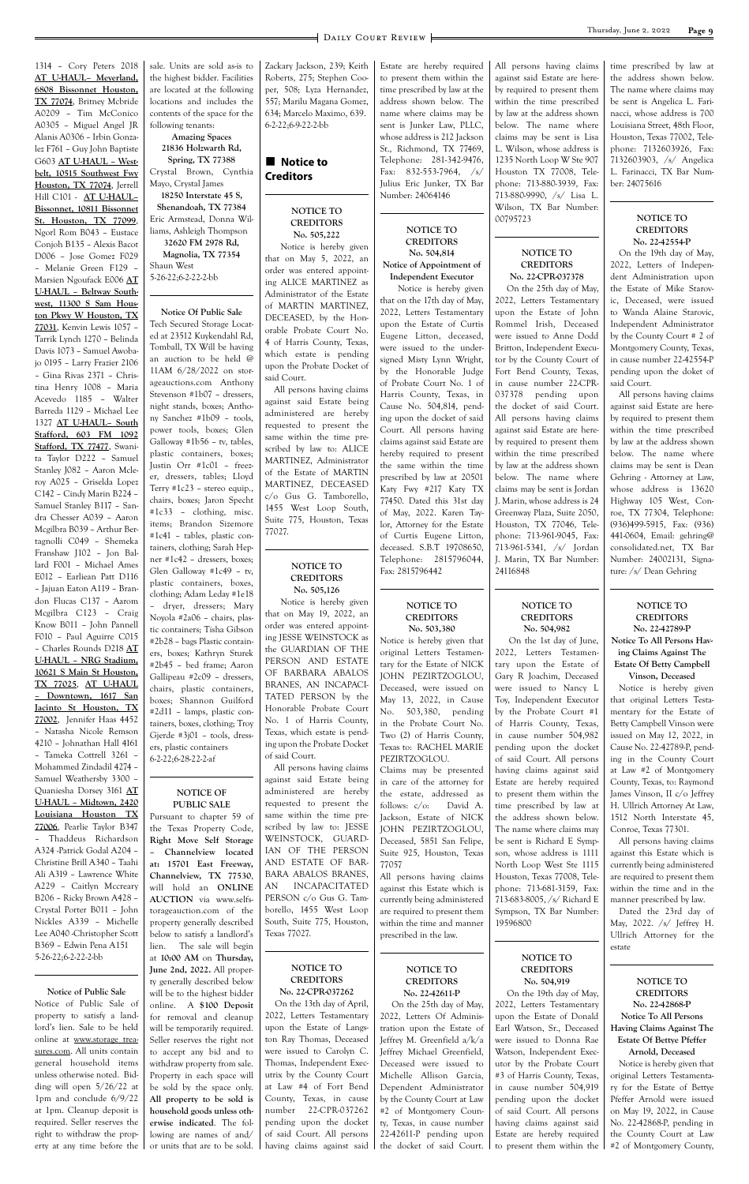1314 – Cory Peters 2018 **AT U-HAUL– Meverland, 6808 Bissonnet Houston, TX 77074**, Britney Mcbride A0209 – Tim McConico A0305 – Miguel Angel JR Alanis A0306 – Irbin Gonzalez F761 – Guy John Baptiste G603 **AT U-HAUL – Westbelt, 10515 Southwest Fwy Houston, TX 77074**, Jerrell Hill C101 - **AT U-HAUL– Bissonnet, 10811 Bissonnet St. Houston, TX 77099**, Ngorl Rom B043 – Eustace Conjoh B135 – Alexis Bacot D006 – Jose Gomez F029 – Melanie Green F129 – Marsien Ngoufack E006 **AT U-HAUL – Beltway Southwest, 11300 S Sam Houston Pkwy W Houston, TX 77031**, Kenvin Lewis 1057 – Tarrik Lynch 1270 – Belinda Davis 1073 – Samuel Awobajo 0195 – Larry Frazier 2106 – Gina Rivas 2371 – Christina Henry 1008 – Maria Acevedo 1185 – Walter Barreda 1129 – Michael Lee 1327 **AT U-HAUL– South Stafford, 603 FM 1092 Stafford, TX 77477**, Swanita Taylor D222 – Samuel Stanley J082 – Aaron Mcleroy A025 – Griselda Lopez C142 – Cindy Marin B224 – Samuel Stanley B117 – Sandra Chesser A039 – Aaron Mcgilbra B039 – Arthur Bertagnolli C049 – Shemeka Franshaw J102 – Jon Ballard F001 – Michael Ames E012 – Earliean Patt D116 – Jajuan Eaton A119 – Brandon Flucas C137 – Aarom Mcgilbra C123 – Craig Know B011 – John Pannell F010 – Paul Aguirre C015 – Charles Rounds D218 **AT U-HAUL – NRG Stadium, 10621 S Main St Houston, TX 77025**, **AT U-HAUL – Downtown, 1617 San Jacinto St Houston, TX 77002**, Jennifer Haas 4452 – Natasha Nicole Remson 4210 – Johnathan Hall 4161 – Tameka Cottrell 3261 – Mohammed Zindadil 4274 – Samuel Weathersby 3300 – Quaniesha Dorsey 3161 **AT U-HAUL – Midtown, 2420 Louisiana Houston TX 77006**, Pearlie Taylor B347 – Thaddeus Richardson A324 -Patrick Godal A204 – Christine Brill A340 – Taahi Ali A319 – Lawrence White A229 – Caitlyn Mccreary B206 – Ricky Brown A428 – Crystal Porter B011 – John Nickles A339 – Michelle Lee A040 -Christopher Scott B369 – Edwin Pena A151
5-26-22;6-2-22-2-bb

**Notice of Public Sale**

Notice of Public Sale of property to satisfy a landlord's lien. Sale to be held online at www.storage treasures.com. All units contain general household items unless otherwise noted. Bidding will open 5/26/22 at 1pm and conclude 6/9/22 at 1pm. Cleanup deposit is required. Seller reserves the right to withdraw the property at any time before the sale. Units are sold as-is to the highest bidder. Facilities are located at the following locations and includes the contents of the space for the following tenants:

**Amazing Spaces 21836 Holzwarth Rd, Spring, TX 77388**
Crystal Brown, Cynthia Mayo, Crystal James

**18250 Interstate 45 S, Shenandoah, TX 77384**
Eric Armstead, Donna Williams, Ashleigh Thompson

**32620 FM 2978 Rd, Magnolia, TX 77354**
Shaun West
5-26-22;6-2-22-2-bb

**Notice Of Public Sale**

Tech Secured Storage Located at 23512 Kuykendahl Rd, Tomball, TX Will be having an auction to be held @ 11AM 6/28/2022 on storageauctions.com Anthony Stevenson #1b07 – dressers, night stands, boxes; Anthony Sanchez #1b09 – tools, power tools, boxes; Glen Galloway #1b56 – tv, tables, plastic containers, boxes; Justin Orr #1c01 – freezer, dressers, tables; Lloyd Terry #1c23 – stereo equip., chairs, boxes; Jaron Specht #1c33 – clothing, misc. items; Brandon Sizemore #1c41 – tables, plastic containers, clothing; Sarah Hepner #1c42 – dressers, boxes; Glen Galloway #1c49 – tv, plastic containers, boxes, clothing; Adam Leday #1e18 – dryer, dressers; Mary Noyola #2a06 – chairs, plastic containers; Tisha Gibson #2b28 – bags Plastic containers, boxes; Kathryn Sturek #2b45 – bed frame; Aaron Gallipeau #2c09 – dressers, chairs, plastic containers, boxes; Shannon Guilford #2d11 – lamps, plastic containers, boxes, clothing; Troy Gjerde #3j01 – tools, dressers, plastic containers
6-2-22;6-28-22-2-af

**NOTICE OF PUBLIC SALE**

Pursuant to chapter 59 of the Texas Property Code, **Right Move Self Storage – Channelview located at: 15701 East Freeway, Channelview, TX 77530**, will hold an **ONLINE AUCTION** via www.selfstorageauction.com of the property generally described below to satisfy a landlord's lien. The sale will begin at **10:00 AM** on **Thursday, June 2nd, 2022.** All property generally described below will be to the highest bidder online. A **$100 Deposit** for removal and cleanup will be temporarily required. Seller reserves the right not to accept any bid and to withdraw property from sale. Property in each space will be sold by the space only. **All property to be sold is household goods unless otherwise indicated**. The following are names of and/or units that are to be sold. Zackary Jackson, 239; Keith Roberts, 275; Stephen Cooper, 508; Lyza Hernandez, 557; Marilu Magana Gomez, 634; Marcelo Maximo, 639.
6-2-22;6-9-22-2-bb

## Notice to Creditors

**NOTICE TO CREDITORS No. 505,222**

Notice is hereby given that on May 5, 2022, an order was entered appointing ALICE MARTINEZ as Administrator of the Estate of MARTIN MARTINEZ, DECEASED, by the Honorable Probate Court No. 4 of Harris County, Texas, which estate is pending upon the Probate Docket of said Court.

All persons having claims against said Estate being administered are hereby requested to present the same within the time prescribed by law to: ALICE MARTINEZ, Administrator of the Estate of MARTIN MARTINEZ, DECEASED c/o Gus G. Tamborello, 1455 West Loop South, Suite 775, Houston, Texas 77027.

**NOTICE TO CREDITORS No. 505,126**

Notice is hereby given that on May 19, 2022, an order was entered appointing JESSE WEINSTOCK as the GUARDIAN OF THE PERSON AND ESTATE OF BARBARA ABALOS BRANES, AN INCAPACITATED PERSON by the Honorable Probate Court No. 1 of Harris County, Texas, which estate is pending upon the Probate Docket of said Court.

All persons having claims against said Estate being administered are hereby requested to present the same within the time prescribed by law to: JESSE WEINSTOCK, GUARDIAN OF THE PERSON AND ESTATE OF BARBARA ABALOS BRANES, AN INCAPACITATED PERSON c/o Gus G. Tamborello, 1455 West Loop South, Suite 775, Houston, Texas 77027.

**NOTICE TO CREDITORS No. 22-CPR-037262**

On the 13th day of April, 2022, Letters Testamentary upon the Estate of Langston Ray Thomas, Deceased were issued to Carolyn C. Thomas, Independent Executrix by the County Court at Law #4 of Fort Bend County, Texas, in cause number 22-CPR-037262 pending upon the docket of said Court. All persons having claims against said Estate are hereby required to present them within the time prescribed by law at the address shown below. The name where claims may be sent is Junker Law, PLLC, whose address is 212 Jackson St., Richmond, TX 77469, Telephone: 281-342-9476, Fax: 832-553-7964, /s/ Julius Eric Junker, TX Bar Number: 24064146

**NOTICE TO CREDITORS No. 504,814 Notice of Appointment of Independent Executor**

Notice is hereby given that on the 17th day of May, 2022, Letters Testamentary upon the Estate of Curtis Eugene Litton, deceased, were issued to the undersigned Misty Lynn Wright, by the Honorable Judge of Probate Court No. 1 of Harris County, Texas, in Cause No. 504,814, pending upon the docket of said Court. All persons having claims against said Estate are hereby required to present the same within the time prescribed by law at 20501 Katy Fwy #217 Katy TX 77450. Dated this 31st day of May, 2022. Karen Taylor, Attorney for the Estate of Curtis Eugene Litton, deceased. S.B.T 19708650, Telephone: 2815796044, Fax: 2815796442

**NOTICE TO CREDITORS No. 503,380**

Notice is hereby given that original Letters Testamentary for the Estate of NICK JOHN PEZIRTZOGLOU, Deceased, were issued on May 13, 2022, in Cause No. 503,380, pending in the Probate Court No. Two (2) of Harris County, Texas to: RACHEL MARIE PEZIRTZOGLOU.

Claims may be presented in care of the attorney for the estate, addressed as follows: c/o: David A. Jackson, Estate of NICK JOHN PEZIRTZOGLOU, Deceased, 5851 San Felipe, Suite 925, Houston, Texas 77057

All persons having claims against this Estate which is currently being administered are required to present them within the time and manner prescribed in the law.

**NOTICE TO CREDITORS No. 22-42611-P**

On the 25th day of May, 2022, Letters Of Administration upon the Estate of Jeffrey M. Greenfield a/k/a Jeffrey Michael Greenfield, Deceased were issued to Michelle Allison Garcia, Dependent Administrator by the County Court at Law #2 of Montgomery County, Texas, in cause number 22-42611-P pending upon the docket of said Court. All persons having claims against said Estate are hereby required to present them within the time prescribed by law at the address shown below. The name where claims may be sent is Lisa L. Wilson, whose address is 1235 North Loop W Ste 907 Houston TX 77008, Telephone: 713-880-3939, Fax: 713-880-9990, /s/ Lisa L. Wilson, TX Bar Number: 00795723

**NOTICE TO CREDITORS No. 22-CPR-037378**

On the 25th day of May, 2022, Letters Testamentary upon the Estate of John Rommel Irish, Deceased were issued to Anne Dodd Britton, Independent Executor by the County Court of Fort Bend County, Texas, in cause number 22-CPR-037378 pending upon the docket of said Court. All persons having claims against said Estate are hereby required to present them within the time prescribed by law at the address shown below. The name where claims may be sent is Jordan J. Marin, whose address is 24 Greenway Plaza, Suite 2050, Houston, TX 77046, Telephone: 713-961-9045, Fax: 713-961-5341, /s/ Jordan J. Marin, TX Bar Number: 24116848

**NOTICE TO CREDITORS No. 504,982**

On the 1st day of June, 2022, Letters Testamentary upon the Estate of Gary R Joachim, Deceased were issued to Nancy L Toy, Independent Executor by the Probate Court #1 of Harris County, Texas, in cause number 504,982 pending upon the docket of said Court. All persons having claims against said Estate are hereby required to present them within the time prescribed by law at the address shown below. The name where claims may be sent is Richard E Sympson, whose address is 1111 North Loop West Ste 1115 Houston Texas 77008, Telephone: 713-681-3159, Fax: 713-683-8005, /s/ Richard E Sympson, TX Bar Number: 19596800

**NOTICE TO CREDITORS No. 504,919**

On the 19th day of May, 2022, Letters Testamentary upon the Estate of Donald Earl Watson, Sr., Deceased were issued to Donna Rae Watson, Independent Executor by the Probate Court #3 of Harris County, Texas, in cause number 504,919 pending upon the docket of said Court. All persons having claims against said Estate are hereby required to present them within the time prescribed by law at the address shown below. The name where claims may be sent is Angelica L. Farinacci, whose address is 700 Louisiana Street, 48th Floor, Houston, Texas 77002, Telephone: 7132603926, Fax: 7132603903, /s/ Angelica L. Farinacci, TX Bar Number: 24075616

**NOTICE TO CREDITORS No. 22-42554-P**

On the 19th day of May, 2022, Letters of Independent Administration upon the Estate of Mike Starovic, Deceased, were issued to Wanda Alaine Starovic, Independent Administrator by the County Court # 2 of Montgomery County, Texas, in cause number 22-42554-P pending upon the doket of said Court.

All persons having claims against said Estate are hereby required to present them within the time prescribed by law at the address shown below. The name where claims may be sent is Dean Gehring - Attorney at Law, whose address is 13620 Highway 105 West, Conroe, TX 77304, Telephone: (936)499-5915, Fax: (936) 441-0604, Email: gehring@consolidated.net, TX Bar Number: 24002131, Signature: /s/ Dean Gehring

**NOTICE TO CREDITORS No. 22-42789-P Notice To All Persons Having Claims Against The Estate Of Betty Campbell Vinson, Deceased**

Notice is hereby given that original Letters Testamentary for the Estate of Betty Campbell Vinson were issued on May 12, 2022, in Cause No. 22-42789-P, pending in the County Court at Law #2 of Montgomery County, Texas, to: Raymond James Vinson, II c/o Jeffrey H. Ullrich Attorney At Law, 1512 North Interstate 45, Conroe, Texas 77301.

All persons having claims against this Estate which is currently being administered are required to present them within the time and in the manner prescribed by law.

Dated the 23rd day of May, 2022. /s/ Jeffrey H. Ullrich Attorney for the estate

**NOTICE TO CREDITORS No. 22-42868-P Notice To All Persons Having Claims Against The Estate Of Bettye Pfeffer Arnold, Deceased**

Notice is hereby given that original Letters Testamentary for the Estate of Bettye Pfeffer Arnold were issued on May 19, 2022, in Cause No. 22-42868-P, pending in the County Court at Law #2 of Montgomery County,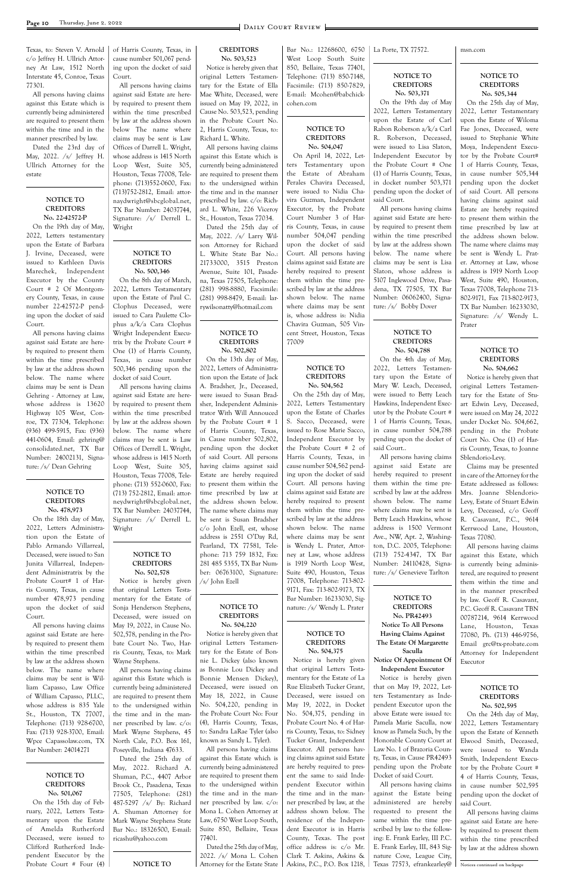Texas, to: Steven V. Arnold c/o Jeffrey H. Ullrich Attorney At Law, 1512 North Interstate 45, Conroe, Texas 77301.

All persons having claims against this Estate which is currently being administered are required to present them within the time and in the manner prescribed by law.

Dated the 23rd day of May, 2022. /s/ Jeffrey H. Ullrich Attorney for the estate

### NOTICE TO CREDITORS No. 22-42572-P

On the 19th day of May, 2022, Letters testamentary upon the Estate of Barbara J. Irvine, Deceased, were issued to Kathleen Davis Marechek, Independent Executor by the County Court # 2 Of Montgomery County, Texas, in cause number 22-42572-P pending upon the docket of said Court.

All persons having claims against said Estate are hereby required to present them within the time prescribed by law at the address shown below. The name where claims may be sent is Dean Gehring - Attorney at Law, whose address is 13620 Highway 105 West, Conroe, TX 77304, Telephone: (936) 499-5915, Fax: (936) 441-0604, Email: gehring@consolidated.net, TX Bar Number: 24002131, Signature: /s/ Dean Gehring

### NOTICE TO CREDITORS No. 478,973

On the 18th day of May, 2022, Letters Administration upon the Estate of Pablo Armando Villarreal, Deceased, were issued to San Junita Villarreal, Independent Administratrix by the Probate Court# 1 of Harris County, Texas, in cause number 478,973 pending upon the docket of said Court.

All persons having claims against said Estate are hereby required to present them within the time prescribed by law at the address shown below. The name where claims may be sent is William Capasso, Law Office of William Capasso, PLLC, whose address is 835 Yale St., Houston, TX 77007, Telephone: (713) 928-6700, Fax: (713) 928-3700, Email: Wpce Capassolaw.com, TX Bar Number: 24014271

### NOTICE TO CREDITORS No. 501,067

On the 15th day of February, 2022, Letters Testamentary upon the Estate of Amelda Rutherford Deceased, were issued to Clifford Rutherford Independent Executor by the Probate Court # Four (4) of Harris County, Texas, in cause number 501,067 pending upon the docket of said Court.

All persons having claims against said Estate are hereby required to present them within the time prescribed by law at the address shown below The name where claims may be sent is Law Offices of Darrell L. Wright, whose address is 1415 North Loop West, Suite 305, Houston, Texas 77008, Telephone: (713)552-0600, Fax: (713)752-2812, Email: attornaydwright@sbcglobal.net, TX Bar Number: 24037744, Signature: /s/ Derrell L. Wright

### NOTICE TO CREDITORS No. 500,346

On the 8th day of March, 2022, Letters Testamentary upon the Estate of Paul C. Clophus Deceased, were issued to Cara Paulette Clophus a/k/a Cara Clophus Wright Independent Executrix by the Probate Court # One (1) of Harris County, Texas, in cause number 500,346 pending upon the docket of said Court.

All persons having claims against said Estate are hereby required to present them within the time prescribed by law at the address shown below. The name where claims may be sent is Law Offices of Derrell L. Wright, whose address is 1415 North Loop West, Suite 305, Houston, Texas 77008, Telephone: (713) 552-0600, Fax: (713) 752-2812, Email: attorneydwright@sbcglobal.net, TX Bar Number: 24037744, Signature: /s/ Derrell L. Wright

### NOTICE TO CREDITORS No. 502,578

Notice is hereby given that original Letters Testamentary for the Estate of Sonja Henderson Stephens, Deceased, were issued on May 19, 2022, in Cause No. 502,578, pending in the Probate Court No. Two, Harris County, Texas, to: Mark Wayne Stephens.

All persons having claims against this Estate which is currently being administered are required to present them to the undersigned within the time and in the manner prescribed by law. c/o: Mark Wayne Stephens, 45 North Cale, P.O. Box 161, Poseyville, Indiana 47633.

Dated the 25th day of May, 2022. Richard A. Shuman, P.C., 4407 Arbor Brook Ct., Pasadena, Texas 77505, Telephone: (281) 487-5297 /s/ By: Richard A. Shuman Attorney for Mark Wayne Stephens State Bar No.: 18326500, Email: ricashu@yahoo.com

### NOTICE TO CREDITORS No. 503,523

Notice is hereby given that original Letters Testamentary for the Estate of Ella Mae White, Deceased, were issued on May 19, 2022, in Cause No. 503,523, pending in the Probate Court No. 2, Harris County, Texas, to: Richard L. White.

All persons having claims against this Estate which is currently being administered are required to present them to the undersigned within the time and in the manner prescribed by law. c/o: Richard L. White, 226 Viceroy St., Houston, Texas 77034.

Dated the 25th day of May, 2022. /s/ Larry Wilson Attorney for Richard L. White State Bar No.: 21733000, 3515 Preston Avenue, Suite 101, Pasadena, Texas 77505, Telephone: (281) 998-8880, Facsimile: (281) 998-8479, E-mail: larrywilsonatty@hotmail.com

### NOTICE TO CREDITORS No. 502,802

On the 13th day of May, 2022, Letters of Administration upon the Estate of Jack A. Bradsher, Jr., Deceased, were issued to Susan Bradsher, Independent Administrator With Will Annouced by the Probate Court # 1 of Harris County, Texas, in Cause number 502,802, pending upon the docket of said Court. All persons having claims against said Estate are hereby required to present them within the time prescribed by law at the address shown below. The name where claims may be sent is Susan Bradsher c/o John Ezell, est, whose address is 2551 O'Day Rd, Pearland, TX 77581, Telephone: 713 759 1832, Fax: 281 485 5355, TX Bar Number: 06763100, Signature: /s/ John Ezell

### NOTICE TO CREDITORS No. 504,220

Notice is hereby given that original Letters Testamentary for the Estate of Bonnie L. Dickey (also known as Bonnie Lou Dickey and Bonnie Mensen Dickey), Deceased, were issued on May 18, 2022, in Cause No. 504,220, pending in the Probate Court No: Four (4), Harris County, Texas, to: Sandra LaRae Tyler (also known as Sandy L. Tyler).

All persons having claims against this Estate which is currently being administered are required to present them to the undersigned within the time and in the manner prescribed by law. c/o: Mona L. Cohen Attorney at Law, 6750 West Loop South, Suite 850, Bellaire, Texas 77401.

Dated the 25th day of May, 2022. /s/ Mona L. Cohen Attorney for the Estate State Bar No.: 12268600, 6750 West Loop South Suite 850, Bellaire, Texas 77401, Telephone: (713) 850-7148, Facsimile: (713) 850-7829, E-mail: Mcohen@babchickcohen.com

### NOTICE TO CREDITORS No. 504,047

On April 14, 2022, Letters Testamentary upon the Estate of Abraham Perales Chavira Deceased, were issued to Nidia Chavira Guzman, Independent Executor, by the Probate Court Number 3 of Harris County, Texas, in cause number 504,047 pending upon the docket of said Court. All persons having claims against said Estate are hereby required to present them within the time prescribed by law at the address shown below. The name where claims may be sent is, whose address is: Nidia Chavira Guzman, 505 Vincent Street, Houston, Texas 77009

### NOTICE TO CREDITORS No. 504,562

On the 25th day of May, 2022, Letters Testamentary upon the Estate of Charles S. Sacco, Deceased, were issued to Rose Marie Sacco, Independent Executor by the Probate Court # 2 of Harris County, Texas, in cause number 504,562 pending upon the docket of said Court. All persons having claims against said Estate are hereby required to present them within the time prescribed by law at the address shown below. The name where claims may be sent is Wendy L. Prater, Attorney at Law, whose address is 1919 North Loop West, Suite 490, Houston, Texas 77008, Telephone: 713-802-9171, Fax: 713-802-9173, TX Bar Number: 16233030, Signature: /s/ Wendy L. Prater

### NOTICE TO CREDITORS No. 504,375

Notice is hereby given that original Letters Testamentary for the Estate of La Rue Elizabeth Tucker Grant, Deceased, were issued on May 19, 2022, in Docket No. 504,375, pending in Probate Court No. 4 of Harris County, Texas, to: Sidney Tucker Grant, Independent Executor. All persons having claims against said Estate are hereby required to present the same to said Independent Executor within the time and in the manner prescribed by law, at the address shown below. The residence of the Independent Executor is in Harris County, Texas. The post office address is: c/o Mr. Clark T. Askins, Askins & Askins, P.C., P.O. Box 1218, La Porte, TX 77572.

### NOTICE TO CREDITORS No. 503,371

On the 19th day of May 2022, Letters Testamentary upon the Estate of Carl Rabon Roberson a/k/a Carl R. Roberson, Deceased, were issued to Lisa Slaton, Independent Executor by the Probate Court # One (1) of Harris County, Texas, in docket number 503,371 pending upon the docket of said Court.

All persons having claims against said Estate are hereby required to present them within the time prescribed by law at the address shown below. The name where claims may be sent is Lisa Slaton, whose address is 5107 Inglewood Drive, Pasadena, TX 77505, TX Bar Number: 06062400, Signature: /s/ Bobby Dover

### NOTICE TO CREDITORS No. 504,788

On the 4th day of May, 2022, Letters Testamentary upon the Estate of Mary W. Leach, Deceased, were issued to Betty Leach Hawkins, Independent Executor by the Probate Court # 1 of Harris County, Texas, in cause number 504,788 pending upon the docket of said Court..

All persons having claims against said Estate are hereby required to present them within the time prescribed by law at the address shown below. The name where claims may be sent is Betty Leach Hawkins, whose address is 1500 Vermont Ave., NW, Apt. 2, Washington, D.C. 2005, Telephone: (713) 752-4347, TX Bar Number: 24110428, Signature: /s/ Genevieve Tarlton

### NOTICE TO CREDITORS No. PR42493

**Notice To All Persons Having Claims Against The Estate Of Margarette Saculla**

**Notice Of Appointment Of Independent Executor**

Notice is hereby given that on May 19, 2022, Letters Testamentary as Independent Executor upon the above Estate were issued to: Pamela Marie Saculla, now know as Pamela Such, by the Honorable County Court at Law No. 1 of Brazoria County, Texas, in Cause PR42493 pending upon the Probate Docket of said Court.

All persons having claims against the Estate being administered are hereby requested to present the same within the time prescribed by law to the following: E. Frank Earley, III P.C. E. Frank Earley, III, 843 Signature Cove, League City, Texas 77573, efrankearley@msn.com

### NOTICE TO CREDITORS No. 505,344

On the 25th day of May, 2022, Letter Testamentary upon the Estate of Wiloma Fae Jones, Deceased, were issued to Stephanie White Moya, Independent Executor by the Probate Court# 1 of Harris County, Texas, in cause number 505,344 pending upon the docket of said Court. All persons having claims against said Estate are hereby required to present them within the time prescribed by law at the address shown below. The name where claims may be sent is Wendy L. Prater. Attorney at Law, whose address is 1919 North Loop West, Suite 490, Houston, Texas 77008, Telephone 713-802-9171, Fax 713-802-9173, TX Bar Number: 16233030, Signature: /s/ Wendy L. Prater

### NOTICE TO CREDITORS No. 504,662

Notice is hereby given that original Letters Testamentary for the Estate of Stuart Edwin Levy, Deceased, were issued on May 24, 2022 under Docket No. 504,662, pending in the Probate Court No. One (1) of Harris County, Texas, to Joanne Sblendorio-Levy.

Claims may be presented in care of the Attorney for the Estate addressed as follows: Mrs. Joanne Sblendorio-Levy, Estate of Stuart Edwin Levy, Deceased, c/o Geoff R. Casavant, P.C., 9614 Kerrwood Lane, Houston, Texas 77080.

All persons having claims against this Estate, which is currently being administered, are required to present them within the time and in the manner prescribed by law. Geoff R. Casavant, P.C. Geoff R. Casavant TBN 00787214, 9614 Kerrwood Lane, Houston, Texas 77080, Ph. (713) 446-9756, Email grc@tx-probate.com Attorney for Independent Executor

### NOTICE TO CREDITORS No. 502,595

On the 24th day of May, 2022, Letters Testamentary upon the Estate of Kenneth Elwood Smith, Deceased, were issued to Wanda Smith, Independent Executor by the Probate Court # 4 of Harris County, Texas, in cause number 502,595 pending upon the docket of said Court.

All persons having claims against said Estate are hereby required to present them within the time prescribed by law at the address shown

Notices continued on backpage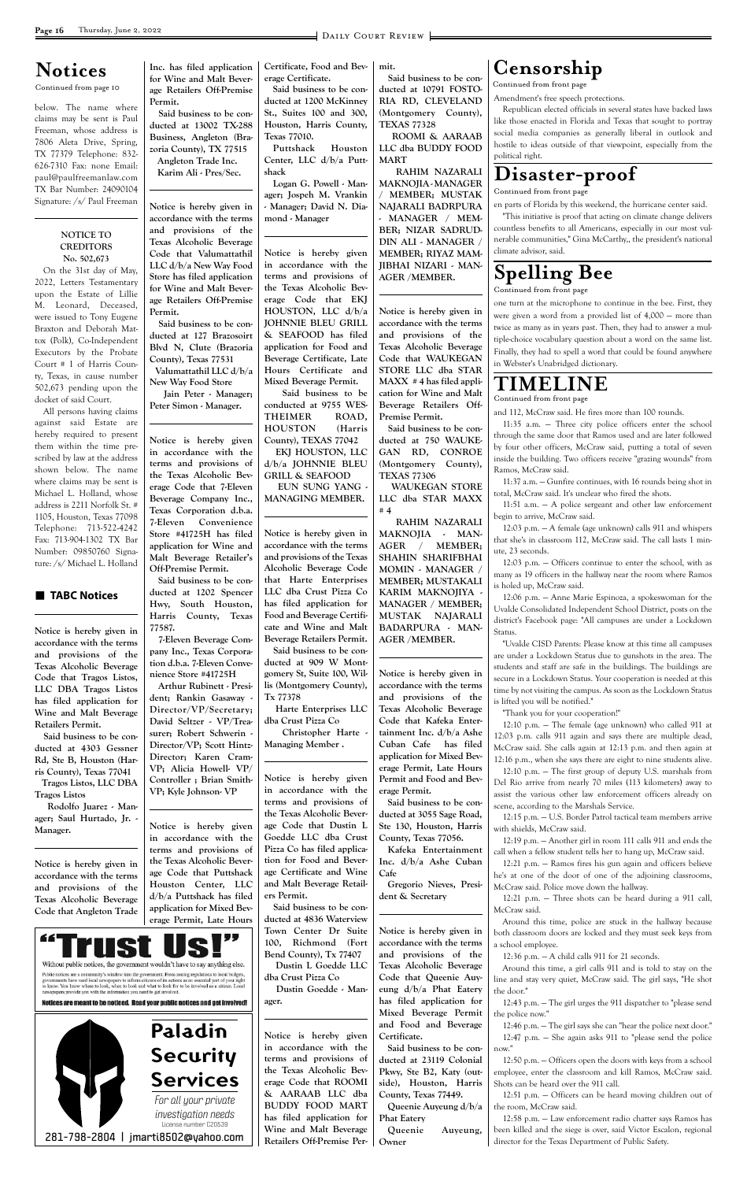# Notices

Continued from page 10

below. The name where claims may be sent is Paul Freeman, whose address is 7806 Aleta Drive, Spring, TX 77379 Telephone: 832-626-7310 Fax: none Email: paul@paulfreemanlaw.com TX Bar Number: 24090104 Signature: /s/ Paul Freeman

**NOTICE TO CREDITORS No. 502,673**

On the 31st day of May, 2022, Letters Testamentary upon the Estate of Lillie M. Leonard, Deceased, were issued to Tony Eugene Braxton and Deborah Mattox (Polk), Co-Independent Executors by the Probate Court # 1 of Harris County, Texas, in cause number 502,673 pending upon the docket of said Court.

All persons having claims against said Estate are hereby required to present them within the time prescribed by law at the address shown below. The name where claims may be sent is Michael L. Holland, whose address is 2211 Norfolk St. # 1105, Houston, Texas 77098 Telephone: 713-522-4242 Fax: 713-904-1302 TX Bar Number: 09850760 Signature: /s/ Michael L. Holland

## TABC Notices

**Notice is hereby given in accordance with the terms and provisions of the Texas Alcoholic Beverage Code that Tragos Listos, LLC DBA Tragos Listos has filed application for Wine and Malt Beverage Retailers Permit.**

Said business to be conducted at 4303 Gessner Rd, Ste B, Houston (Harris County), Texas 77041

Tragos Listos, LLC DBA Tragos Listos

Rodolfo Juarez - Manager; Saul Hurtado, Jr. - Manager.

**Notice is hereby given in accordance with the terms and provisions of the Texas Alcoholic Beverage Code that Angleton Trade Inc. has filed application for Wine and Malt Beverage Retailers Off-Premise Permit.**

Said business to be conducted at 13002 TX-288 Business, Angleton (Brazoria County), TX 77515

Angleton Trade Inc.

Karim Ali - Pres/Sec.

**Notice is hereby given in accordance with the terms and provisions of the Texas Alcoholic Beverage Code that Valumattathil LLC d/b/a New Way Food Store has filed application for Wine and Malt Beverage Retailers Off-Premise Permit.**

Said business to be conducted at 127 Brazosoirt Blvd N, Clute (Brazoria County), Texas 77531

Valumattathil LLC d/b/a New Way Food Store

Jain Peter - Manager; Peter Simon - Manager.

**Notice is hereby given in accordance with the terms and provisions of the Texas Alcoholic Beverage Code that 7-Eleven Beverage Company Inc., Texas Corporation d.b.a. 7-Eleven Convenience Store #41725H has filed application for Wine and Malt Beverage Retailer's Off-Premise Permit.**

Said business to be conducted at 1202 Spencer Hwy, South Houston, Harris County, Texas 77587.

7-Eleven Beverage Company Inc., Texas Corporation d.b.a. 7-Eleven Convenience Store #41725H

Arthur Rubinett - President; Rankin Gasaway - Director/VP/Secretary; David Seltzer - VP/Treasurer; Robert Schwerin - Director/VP; Scott Hintz-Director; Karen Cram-VP; Alicia Howell- VP/ Controller ; Brian Smith-VP; Kyle Johnson- VP

**Notice is hereby given in accordance with the terms and provisions of the Texas Alcoholic Beverage Code that Puttshack Houston Center, LLC d/b/a Puttshack has filed application for Mixed Beverage Permit, Late Hours Certificate, Food and Beverage Certificate.**

Said business to be conducted at 1200 McKinney St., Suites 100 and 300, Houston, Harris County, Texas 77010.

Puttshack Houston Center, LLC d/b/a Puttshack

Logan G. Powell - Manager; Jospeh M. Vrankin - Manager; David N. Diamond - Manager

**Notice is hereby given in accordance with the terms and provisions of the Texas Alcoholic Beverage Code that EKJ HOUSTON, LLC d/b/a JOHNNIE BLEU GRILL & SEAFOOD has filed application for Food and Beverage Certificate, Late Hours Certificate and Mixed Beverage Permit.**

Said business to be conducted at 9755 WESTHEIMER ROAD, HOUSTON (Harris County), TEXAS 77042

EKJ HOUSTON, LLC d/b/a JOHNNIE BLEU GRILL & SEAFOOD

EUN SUNG YANG - MANAGING MEMBER.

**Notice is hereby given in accordance with the terms and provisions of the Texas Alcoholic Beverage Code that Harte Enterprises LLC dba Crust Pizza Co has filed application for Food and Beverage Certificate and Wine and Malt Beverage Retailers Permit.**

Said business to be conducted at 909 W Montgomery St, Suite 100, Willis (Montgomery County), Tx 77378

Harte Enterprises LLC dba Crust Pizza Co

Christopher Harte - Managing Member .

**Notice is hereby given in accordance with the terms and provisions of the Texas Alcoholic Beverage Code that Dustin L Goedde LLC dba Crust Pizza Co has filed application for Food and Beverage Certificate and Wine and Malt Beverage Retailers Permit.**

Said business to be conducted at 4836 Waterview Town Center Dr Suite 100, Richmond (Fort Bend County), Tx 77407

Dustin L Goedde LLC dba Crust Pizza Co

Dustin Goedde - Manager.

**Notice is hereby given in accordance with the terms and provisions of the Texas Alcoholic Beverage Code that ROOMI & AARAAB LLC dba BUDDY FOOD MART has filed application for Wine and Malt Beverage Retailers Off-Premise Permit.**

Said business to be conducted at 10791 FOSTORIA RD, CLEVELAND (Montgomery County), TEXAS 77328

ROOMI & AARAAB LLC dba BUDDY FOOD MART

RAHIM NAZARALI MAKNOJIA - MANAGER / MEMBER; MUSTAK NAJARALI BADRPURA - MANAGER / MEMBER; NIZAR SADRUDDIN ALI - MANAGER / MEMBER; RIYAZ MAMJIBHAI NIZARI - MANAGER /MEMBER.

**Notice is hereby given in accordance with the terms and provisions of the Texas Alcoholic Beverage Code that WAUKEGAN STORE LLC dba STAR MAXX # 4 has filed application for Wine and Malt Beverage Retailers Off-Premise Permit.**

Said business to be conducted at 750 WAUKEGAN RD, CONROE (Montgomery County), TEXAS 77306

WAUKEGAN STORE LLC dba STAR MAXX # 4

RAHIM NAZARALI MAKNOJIA - MANAGER / MEMBER; SHAHIN SHARIFBHAI MOMIN - MANAGER / MEMBER; MUSTAKALI KARIM MAKNOJIYA - MANAGER / MEMBER; MUSTAK NAJARALI BADARPURA - MANAGER /MEMBER.

**Notice is hereby given in accordance with the terms and provisions of the Texas Alcoholic Beverage Code that Kafeka Entertainment Inc. d/b/a Ashe Cuban Cafe has filed application for Mixed Beverage Permit, Late Hours Permit and Food and Beverage Permit.**

Said business to be conducted at 3055 Sage Road, Ste 130, Houston, Harris County, Texas 77056.

Kafeka Entertainment Inc. d/b/a Ashe Cuban Cafe

Gregorio Nieves, President & Secretary

**Notice is hereby given in accordance with the terms and provisions of the Texas Alcoholic Beverage Code that Queenie Auyeung d/b/a Phat Eatery has filed application for Mixed Beverage Permit and Food and Beverage Certificate.**

Said business to be conducted at 23119 Colonial Pkwy, Ste B2, Katy (outside), Houston, Harris County, Texas 77449.

Queenie Auyeung d/b/a Phat Eatery

Queenie Auyeung, Owner

"Trust Us!"

Without public notices, the government wouldn't have to say anything else.

Public notices are a community's window into the government. From zoning regulations to local budgets, governments have used local newspapers to inform citizens of its actions as an essential part of your right to know. You know where to look, when to look and what to look for to be involved as a citizen. Local newspapers provide you with the information you need to get involved.

Notices are meant to be noticed. Read your public notices and get involved!

Paladin Security Services

*For all your private investigation needs*

License number C20539

281-798-2804 | jmarti8502@yahoo.com

# Censorship

Continued from front page

Amendment's free speech protections.

Republican elected officials in several states have backed laws like those enacted in Florida and Texas that sought to portray social media companies as generally liberal in outlook and hostile to ideas outside of that viewpoint, especially from the political right.

# Disaster-proof

Continued from front page

en parts of Florida by this weekend, the hurricane center said.

"This initiative is proof that acting on climate change delivers countless benefits to all Americans, especially in our most vulnerable communities," Gina McCarthy,, the president's national climate advisor, said.

# Spelling Bee

Continued from front page

one turn at the microphone to continue in the bee. First, they were given a word from a provided list of 4,000 — more than twice as many as in years past. Then, they had to answer a multiple-choice vocabulary question about a word on the same list. Finally, they had to spell a word that could be found anywhere in Webster's Unabridged dictionary.

# TIMELINE

Continued from front page

and 112, McCraw said. He fires more than 100 rounds.

11:35 a.m. — Three city police officers enter the school through the same door that Ramos used and are later followed by four other officers, McCraw said, putting a total of seven inside the building. Two officers receive "grazing wounds" from Ramos, McCraw said.

11:37 a.m. — Gunfire continues, with 16 rounds being shot in total, McCraw said. It's unclear who fired the shots.

11:51 a.m. — A police sergeant and other law enforcement begin to arrive, McCraw said.

12:03 p.m. — A female (age unknown) calls 911 and whispers that she's in classroom 112, McCraw said. The call lasts 1 minute, 23 seconds.

12:03 p.m. — Officers continue to enter the school, with as many as 19 officers in the hallway near the room where Ramos is holed up, McCraw said.

12:06 p.m. — Anne Marie Espinoza, a spokeswoman for the Uvalde Consolidated Independent School District, posts on the district's Facebook page: "All campuses are under a Lockdown Status.

"Uvalde CISD Parents: Please know at this time all campuses are under a Lockdown Status due to gunshots in the area. The students and staff are safe in the buildings. The buildings are secure in a Lockdown Status. Your cooperation is needed at this time by not visiting the campus. As soon as the Lockdown Status is lifted you will be notified."

"Thank you for your cooperation!"

12:10 p.m. — The female (age unknown) who called 911 at 12:03 p.m. calls 911 again and says there are multiple dead, McCraw said. She calls again at 12:13 p.m. and then again at 12:16 p.m., when she says there are eight to nine students alive.

12:10 p.m. — The first group of deputy U.S. marshals from Del Rio arrive from nearly 70 miles (113 kilometers) away to assist the various other law enforcement officers already on scene, according to the Marshals Service.

12:15 p.m. — U.S. Border Patrol tactical team members arrive with shields, McCraw said.

12:19 p.m. — Another girl in room 111 calls 911 and ends the call when a fellow student tells her to hang up, McCraw said.

12:21 p.m. — Ramos fires his gun again and officers believe he's at one of the door of one of the adjoining classrooms, McCraw said. Police move down the hallway.

12:21 p.m. — Three shots can be heard during a 911 call, McCraw said.

Around this time, police are stuck in the hallway because both classroom doors are locked and they must seek keys from a school employee.

12:36 p.m. — A child calls 911 for 21 seconds.

Around this time, a girl calls 911 and is told to stay on the line and stay very quiet, McCraw said. The girl says, "He shot the door."

12:43 p.m. — The girl urges the 911 dispatcher to "please send the police now."

12:46 p.m. — The girl says she can "hear the police next door."

12:47 p.m. — She again asks 911 to "please send the police now."

12:50 p.m. — Officers open the doors with keys from a school employee, enter the classroom and kill Ramos, McCraw said. Shots can be heard over the 911 call.

12:51 p.m. — Officers can be heard moving children out of the room, McCraw said.

12:58 p.m. — Law enforcement radio chatter says Ramos has been killed and the siege is over, said Victor Escalon, regional director for the Texas Department of Public Safety.